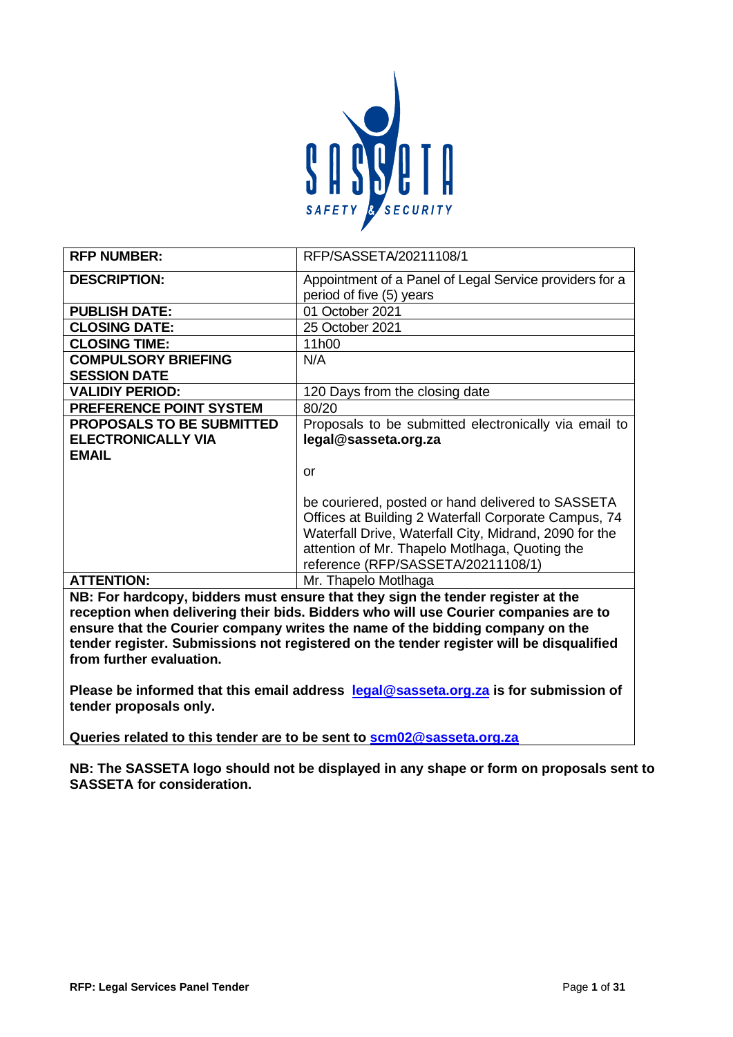| RFP NUMBER: | RFP/SASSETA/20211108/1 |
|---|---|
| **DESCRIPTION:** | Appointment of a Panel of Legal Service providers for a period of five (5) years |
| **PUBLISH DATE:** | 01 October 2021 |
| **CLOSING DATE:** | 25 October 2021 |
| **CLOSING TIME:** | 11h00 |
| **COMPULSORY BRIEFING SESSION DATE** | N/A |
| **VALIDIY PERIOD:** | 120 Days from the closing date |
| **PREFERENCE POINT SYSTEM** | 80/20 |
| **PROPOSALS TO BE SUBMITTED ELECTRONICALLY VIA EMAIL** | Proposals to be submitted electronically via email to **legal@sasseta.org.za**<br><br>or<br><br>be couriered, posted or hand delivered to SASSETA Offices at Building 2 Waterfall Corporate Campus, 74 Waterfall Drive, Waterfall City, Midrand, 2090 for the attention of Mr. Thapelo Motlhaga, Quoting the reference (RFP/SASSETA/20211108/1) |
| **ATTENTION:** | Mr. Thapelo Motlhaga |

**NB: For hardcopy, bidders must ensure that they sign the tender register at the reception when delivering their bids. Bidders who will use Courier companies are to ensure that the Courier company writes the name of the bidding company on the tender register. Submissions not registered on the tender register will be disqualified from further evaluation.**

**Please be informed that this email address legal@sasseta.org.za is for submission of tender proposals only.**

**Queries related to this tender are to be sent to scm02@sasseta.org.za**

**NB: The SASSETA logo should not be displayed in any shape or form on proposals sent to SASSETA for consideration.**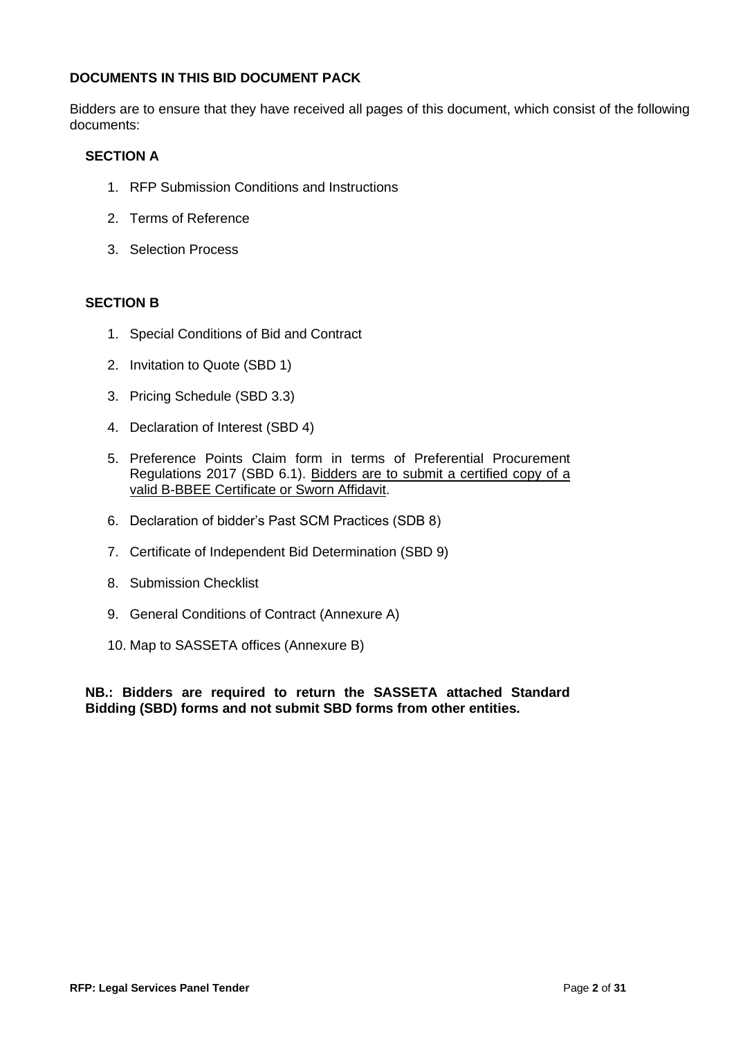## DOCUMENTS IN THIS BID DOCUMENT PACK

Bidders are to ensure that they have received all pages of this document, which consist of the following documents:

### SECTION A

1. RFP Submission Conditions and Instructions
2. Terms of Reference
3. Selection Process

### SECTION B

1. Special Conditions of Bid and Contract
2. Invitation to Quote (SBD 1)
3. Pricing Schedule (SBD 3.3)
4. Declaration of Interest (SBD 4)
5. Preference Points Claim form in terms of Preferential Procurement Regulations 2017 (SBD 6.1). <u>Bidders are to submit a certified copy of a valid B-BBEE Certificate or Sworn Affidavit</u>.
6. Declaration of bidder's Past SCM Practices (SDB 8)
7. Certificate of Independent Bid Determination (SBD 9)
8. Submission Checklist
9. General Conditions of Contract (Annexure A)
10. Map to SASSETA offices (Annexure B)

**NB.: Bidders are required to return the SASSETA attached Standard Bidding (SBD) forms and not submit SBD forms from other entities.**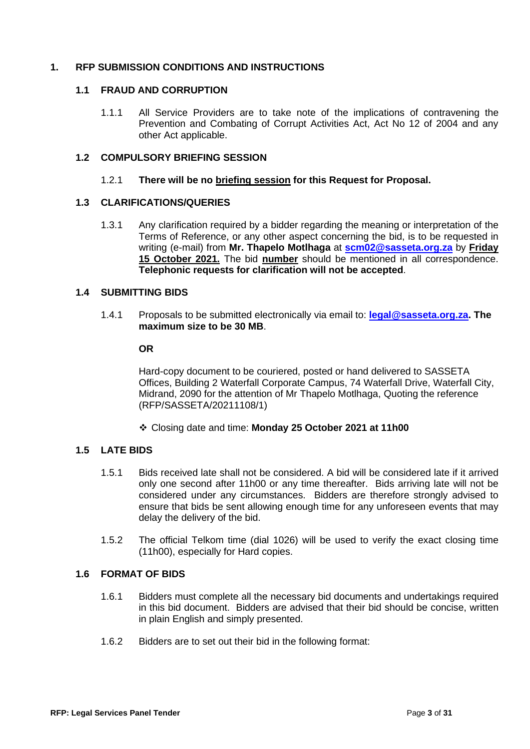# 1. RFP SUBMISSION CONDITIONS AND INSTRUCTIONS

## 1.1 FRAUD AND CORRUPTION

1.1.1 All Service Providers are to take note of the implications of contravening the Prevention and Combating of Corrupt Activities Act, Act No 12 of 2004 and any other Act applicable.

## 1.2 COMPULSORY BRIEFING SESSION

1.2.1 **There will be no briefing session for this Request for Proposal.**

## 1.3 CLARIFICATIONS/QUERIES

1.3.1 Any clarification required by a bidder regarding the meaning or interpretation of the Terms of Reference, or any other aspect concerning the bid, is to be requested in writing (e-mail) from **Mr. Thapelo Motlhaga** at **scm02@sasseta.org.za** by **Friday 15 October 2021.** The bid **number** should be mentioned in all correspondence. **Telephonic requests for clarification will not be accepted**.

## 1.4 SUBMITTING BIDS

1.4.1 Proposals to be submitted electronically via email to: **legal@sasseta.org.za. The maximum size to be 30 MB**.

**OR**

Hard-copy document to be couriered, posted or hand delivered to SASSETA Offices, Building 2 Waterfall Corporate Campus, 74 Waterfall Drive, Waterfall City, Midrand, 2090 for the attention of Mr Thapelo Motlhaga, Quoting the reference (RFP/SASSETA/20211108/1)

- Closing date and time: **Monday 25 October 2021 at 11h00**

## 1.5 LATE BIDS

1.5.1 Bids received late shall not be considered. A bid will be considered late if it arrived only one second after 11h00 or any time thereafter. Bids arriving late will not be considered under any circumstances. Bidders are therefore strongly advised to ensure that bids be sent allowing enough time for any unforeseen events that may delay the delivery of the bid.

1.5.2 The official Telkom time (dial 1026) will be used to verify the exact closing time (11h00), especially for Hard copies.

## 1.6 FORMAT OF BIDS

1.6.1 Bidders must complete all the necessary bid documents and undertakings required in this bid document. Bidders are advised that their bid should be concise, written in plain English and simply presented.

1.6.2 Bidders are to set out their bid in the following format: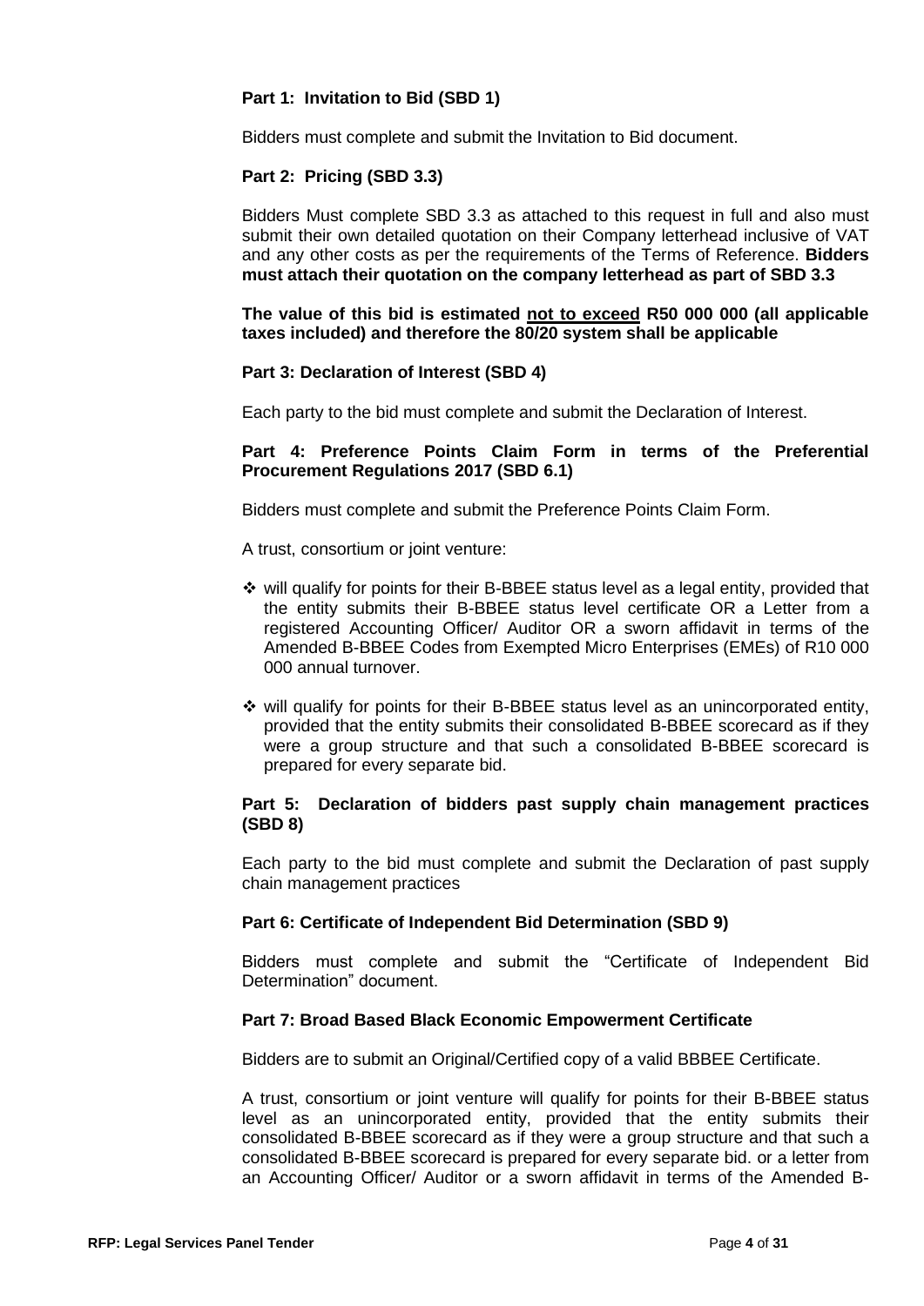**Part 1: Invitation to Bid (SBD 1)**

Bidders must complete and submit the Invitation to Bid document.

**Part 2: Pricing (SBD 3.3)**

Bidders Must complete SBD 3.3 as attached to this request in full and also must submit their own detailed quotation on their Company letterhead inclusive of VAT and any other costs as per the requirements of the Terms of Reference. **Bidders must attach their quotation on the company letterhead as part of SBD 3.3**

**The value of this bid is estimated <u>not to exceed</u> R50 000 000 (all applicable taxes included) and therefore the 80/20 system shall be applicable**

**Part 3: Declaration of Interest (SBD 4)**

Each party to the bid must complete and submit the Declaration of Interest.

**Part 4: Preference Points Claim Form in terms of the Preferential Procurement Regulations 2017 (SBD 6.1)**

Bidders must complete and submit the Preference Points Claim Form.

A trust, consortium or joint venture:

- ❖ will qualify for points for their B-BBEE status level as a legal entity, provided that the entity submits their B-BBEE status level certificate OR a Letter from a registered Accounting Officer/ Auditor OR a sworn affidavit in terms of the Amended B-BBEE Codes from Exempted Micro Enterprises (EMEs) of R10 000 000 annual turnover.
- ❖ will qualify for points for their B-BBEE status level as an unincorporated entity, provided that the entity submits their consolidated B-BBEE scorecard as if they were a group structure and that such a consolidated B-BBEE scorecard is prepared for every separate bid.

**Part 5: Declaration of bidders past supply chain management practices (SBD 8)**

Each party to the bid must complete and submit the Declaration of past supply chain management practices

**Part 6: Certificate of Independent Bid Determination (SBD 9)**

Bidders must complete and submit the "Certificate of Independent Bid Determination" document.

**Part 7: Broad Based Black Economic Empowerment Certificate**

Bidders are to submit an Original/Certified copy of a valid BBBEE Certificate.

A trust, consortium or joint venture will qualify for points for their B-BBEE status level as an unincorporated entity, provided that the entity submits their consolidated B-BBEE scorecard as if they were a group structure and that such a consolidated B-BBEE scorecard is prepared for every separate bid. or a letter from an Accounting Officer/ Auditor or a sworn affidavit in terms of the Amended B-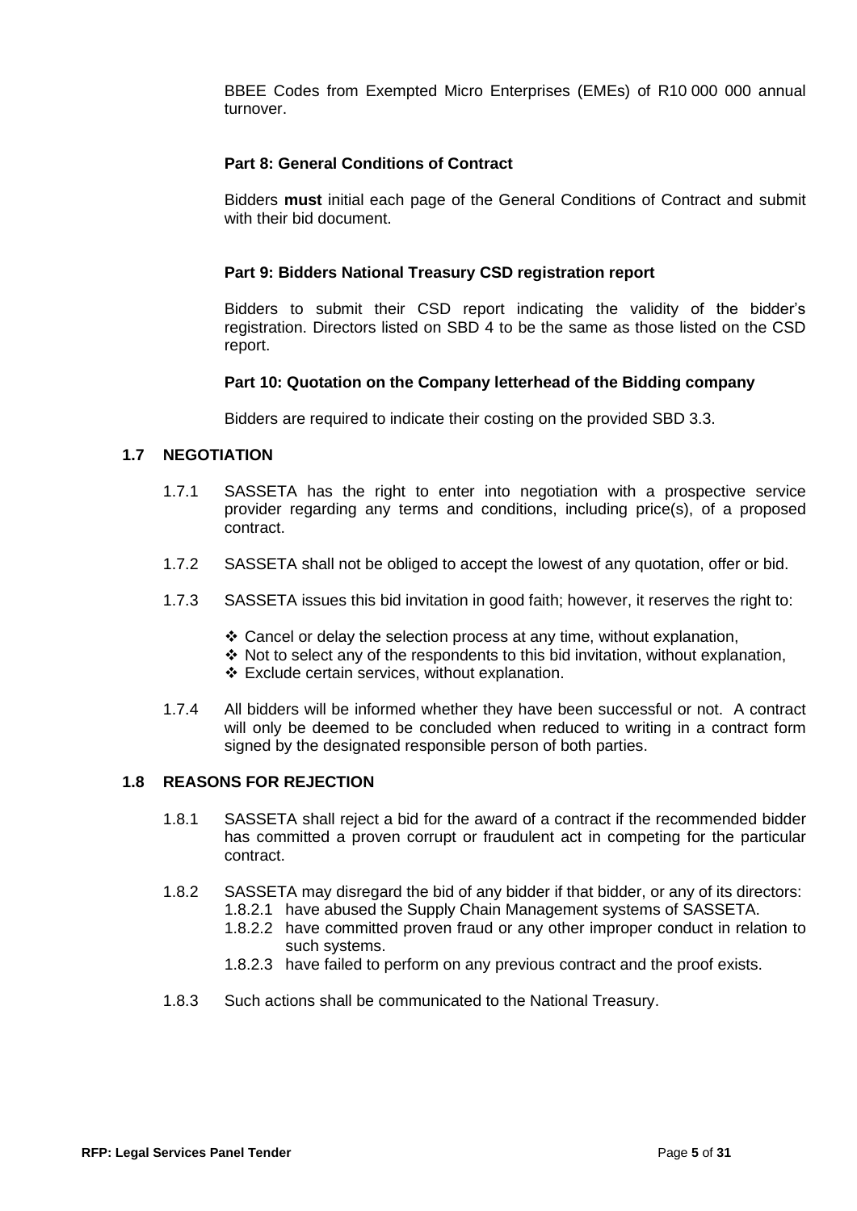BBEE Codes from Exempted Micro Enterprises (EMEs) of R10 000 000 annual turnover.

**Part 8: General Conditions of Contract**

Bidders **must** initial each page of the General Conditions of Contract and submit with their bid document.

**Part 9: Bidders National Treasury CSD registration report**

Bidders to submit their CSD report indicating the validity of the bidder's registration. Directors listed on SBD 4 to be the same as those listed on the CSD report.

**Part 10: Quotation on the Company letterhead of the Bidding company**

Bidders are required to indicate their costing on the provided SBD 3.3.

### 1.7 NEGOTIATION

1.7.1 SASSETA has the right to enter into negotiation with a prospective service provider regarding any terms and conditions, including price(s), of a proposed contract.

1.7.2 SASSETA shall not be obliged to accept the lowest of any quotation, offer or bid.

1.7.3 SASSETA issues this bid invitation in good faith; however, it reserves the right to:

- ❖ Cancel or delay the selection process at any time, without explanation,
- ❖ Not to select any of the respondents to this bid invitation, without explanation,
- ❖ Exclude certain services, without explanation.

1.7.4 All bidders will be informed whether they have been successful or not. A contract will only be deemed to be concluded when reduced to writing in a contract form signed by the designated responsible person of both parties.

### 1.8 REASONS FOR REJECTION

1.8.1 SASSETA shall reject a bid for the award of a contract if the recommended bidder has committed a proven corrupt or fraudulent act in competing for the particular contract.

1.8.2 SASSETA may disregard the bid of any bidder if that bidder, or any of its directors:

1.8.2.1 have abused the Supply Chain Management systems of SASSETA.

1.8.2.2 have committed proven fraud or any other improper conduct in relation to such systems.

1.8.2.3 have failed to perform on any previous contract and the proof exists.

1.8.3 Such actions shall be communicated to the National Treasury.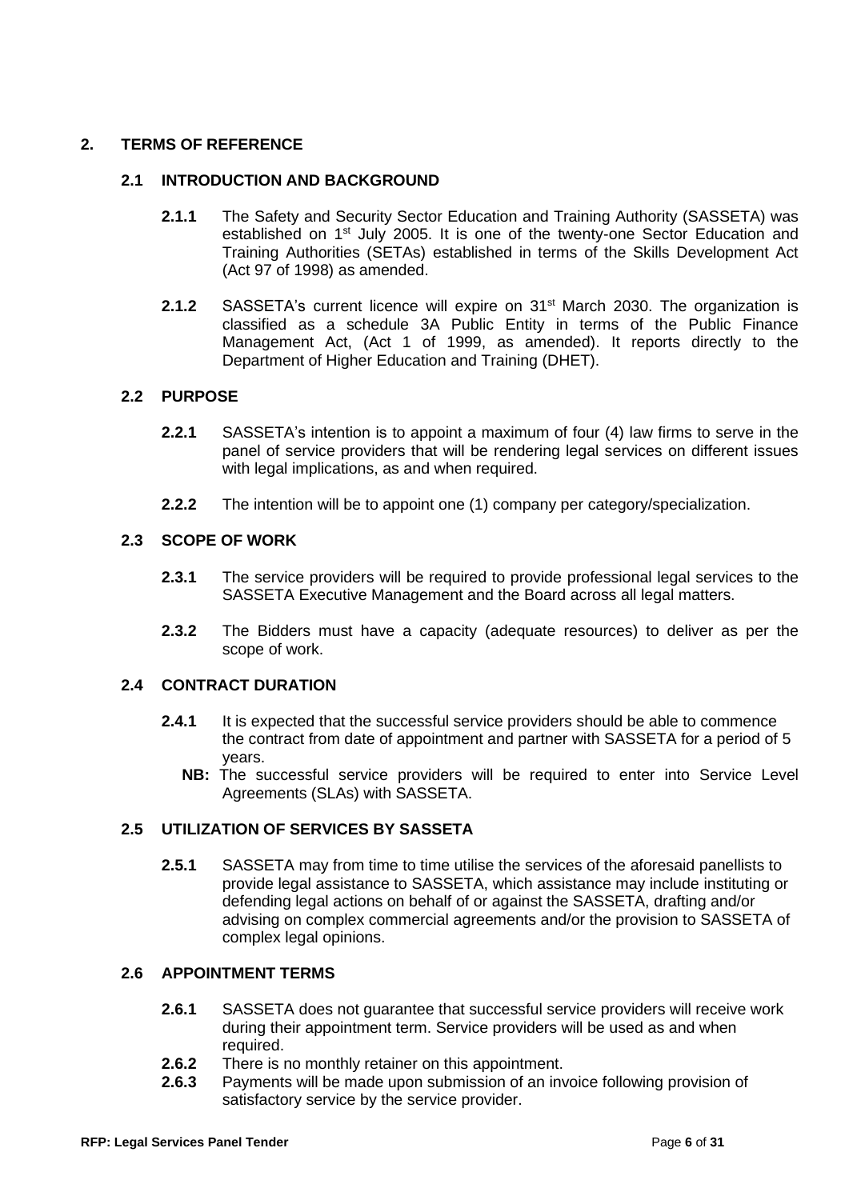## 2. TERMS OF REFERENCE

### 2.1 INTRODUCTION AND BACKGROUND

**2.1.1** The Safety and Security Sector Education and Training Authority (SASSETA) was established on 1st July 2005. It is one of the twenty-one Sector Education and Training Authorities (SETAs) established in terms of the Skills Development Act (Act 97 of 1998) as amended.

**2.1.2** SASSETA's current licence will expire on 31st March 2030. The organization is classified as a schedule 3A Public Entity in terms of the Public Finance Management Act, (Act 1 of 1999, as amended). It reports directly to the Department of Higher Education and Training (DHET).

### 2.2 PURPOSE

**2.2.1** SASSETA's intention is to appoint a maximum of four (4) law firms to serve in the panel of service providers that will be rendering legal services on different issues with legal implications, as and when required.

**2.2.2** The intention will be to appoint one (1) company per category/specialization.

### 2.3 SCOPE OF WORK

**2.3.1** The service providers will be required to provide professional legal services to the SASSETA Executive Management and the Board across all legal matters.

**2.3.2** The Bidders must have a capacity (adequate resources) to deliver as per the scope of work.

### 2.4 CONTRACT DURATION

**2.4.1** It is expected that the successful service providers should be able to commence the contract from date of appointment and partner with SASSETA for a period of 5 years.

**NB:** The successful service providers will be required to enter into Service Level Agreements (SLAs) with SASSETA.

### 2.5 UTILIZATION OF SERVICES BY SASSETA

**2.5.1** SASSETA may from time to time utilise the services of the aforesaid panellists to provide legal assistance to SASSETA, which assistance may include instituting or defending legal actions on behalf of or against the SASSETA, drafting and/or advising on complex commercial agreements and/or the provision to SASSETA of complex legal opinions.

### 2.6 APPOINTMENT TERMS

**2.6.1** SASSETA does not guarantee that successful service providers will receive work during their appointment term. Service providers will be used as and when required.

**2.6.2** There is no monthly retainer on this appointment.

**2.6.3** Payments will be made upon submission of an invoice following provision of satisfactory service by the service provider.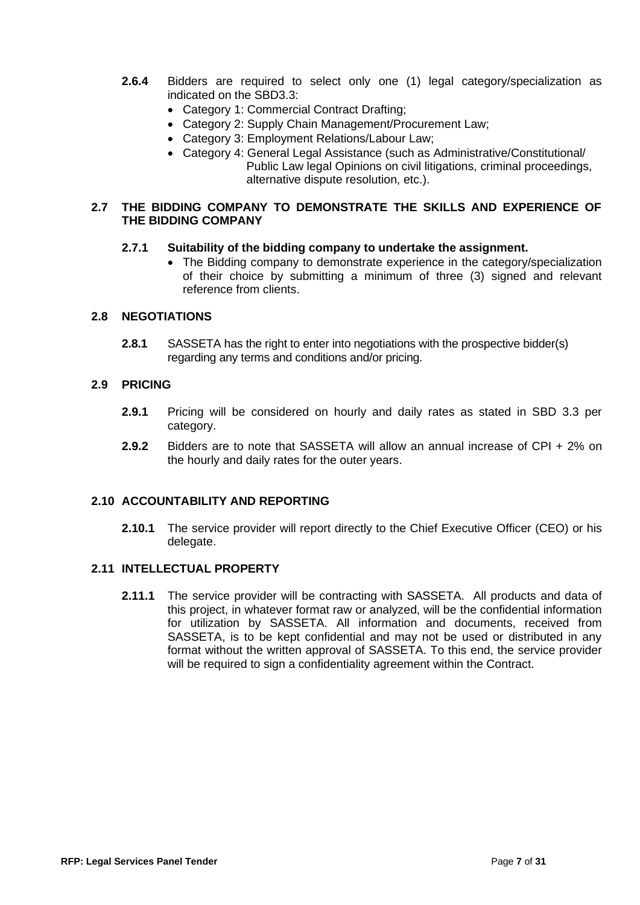**2.6.4** Bidders are required to select only one (1) legal category/specialization as indicated on the SBD3.3:

- Category 1: Commercial Contract Drafting;
- Category 2: Supply Chain Management/Procurement Law;
- Category 3: Employment Relations/Labour Law;
- Category 4: General Legal Assistance (such as Administrative/Constitutional/ Public Law legal Opinions on civil litigations, criminal proceedings, alternative dispute resolution, etc.).

## 2.7 THE BIDDING COMPANY TO DEMONSTRATE THE SKILLS AND EXPERIENCE OF THE BIDDING COMPANY

### 2.7.1 Suitability of the bidding company to undertake the assignment.

- The Bidding company to demonstrate experience in the category/specialization of their choice by submitting a minimum of three (3) signed and relevant reference from clients.

## 2.8 NEGOTIATIONS

**2.8.1** SASSETA has the right to enter into negotiations with the prospective bidder(s) regarding any terms and conditions and/or pricing.

## 2.9 PRICING

**2.9.1** Pricing will be considered on hourly and daily rates as stated in SBD 3.3 per category.

**2.9.2** Bidders are to note that SASSETA will allow an annual increase of CPI + 2% on the hourly and daily rates for the outer years.

## 2.10 ACCOUNTABILITY AND REPORTING

**2.10.1** The service provider will report directly to the Chief Executive Officer (CEO) or his delegate.

## 2.11 INTELLECTUAL PROPERTY

**2.11.1** The service provider will be contracting with SASSETA. All products and data of this project, in whatever format raw or analyzed, will be the confidential information for utilization by SASSETA. All information and documents, received from SASSETA, is to be kept confidential and may not be used or distributed in any format without the written approval of SASSETA. To this end, the service provider will be required to sign a confidentiality agreement within the Contract.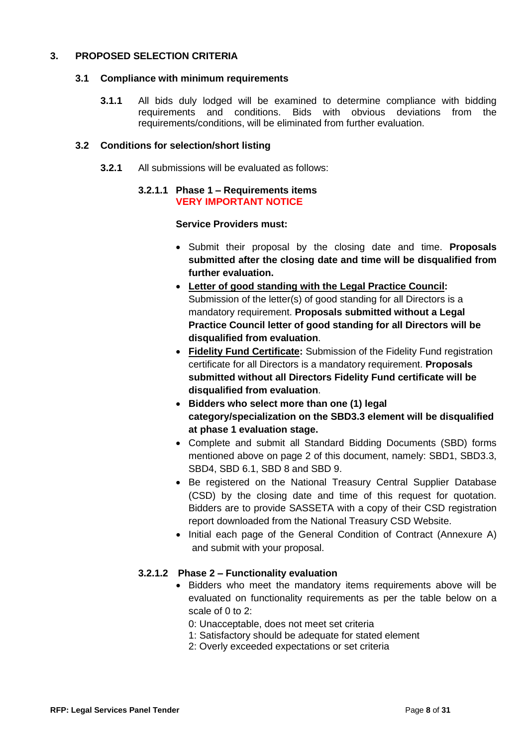## 3. PROPOSED SELECTION CRITERIA

### 3.1 Compliance with minimum requirements

**3.1.1** All bids duly lodged will be examined to determine compliance with bidding requirements and conditions. Bids with obvious deviations from the requirements/conditions, will be eliminated from further evaluation.

### 3.2 Conditions for selection/short listing

**3.2.1** All submissions will be evaluated as follows:

#### 3.2.1.1 Phase 1 – Requirements items

**VERY IMPORTANT NOTICE**

**Service Providers must:**

- Submit their proposal by the closing date and time. **Proposals submitted after the closing date and time will be disqualified from further evaluation.**
- **Letter of good standing with the Legal Practice Council:** Submission of the letter(s) of good standing for all Directors is a mandatory requirement. **Proposals submitted without a Legal Practice Council letter of good standing for all Directors will be disqualified from evaluation**.
- **Fidelity Fund Certificate:** Submission of the Fidelity Fund registration certificate for all Directors is a mandatory requirement. **Proposals submitted without all Directors Fidelity Fund certificate will be disqualified from evaluation**.
- **Bidders who select more than one (1) legal category/specialization on the SBD3.3 element will be disqualified at phase 1 evaluation stage.**
- Complete and submit all Standard Bidding Documents (SBD) forms mentioned above on page 2 of this document, namely: SBD1, SBD3.3, SBD4, SBD 6.1, SBD 8 and SBD 9.
- Be registered on the National Treasury Central Supplier Database (CSD) by the closing date and time of this request for quotation. Bidders are to provide SASSETA with a copy of their CSD registration report downloaded from the National Treasury CSD Website.
- Initial each page of the General Condition of Contract (Annexure A) and submit with your proposal.

#### 3.2.1.2 Phase 2 – Functionality evaluation

- Bidders who meet the mandatory items requirements above will be evaluated on functionality requirements as per the table below on a scale of 0 to 2:

  0: Unacceptable, does not meet set criteria

  1: Satisfactory should be adequate for stated element

  2: Overly exceeded expectations or set criteria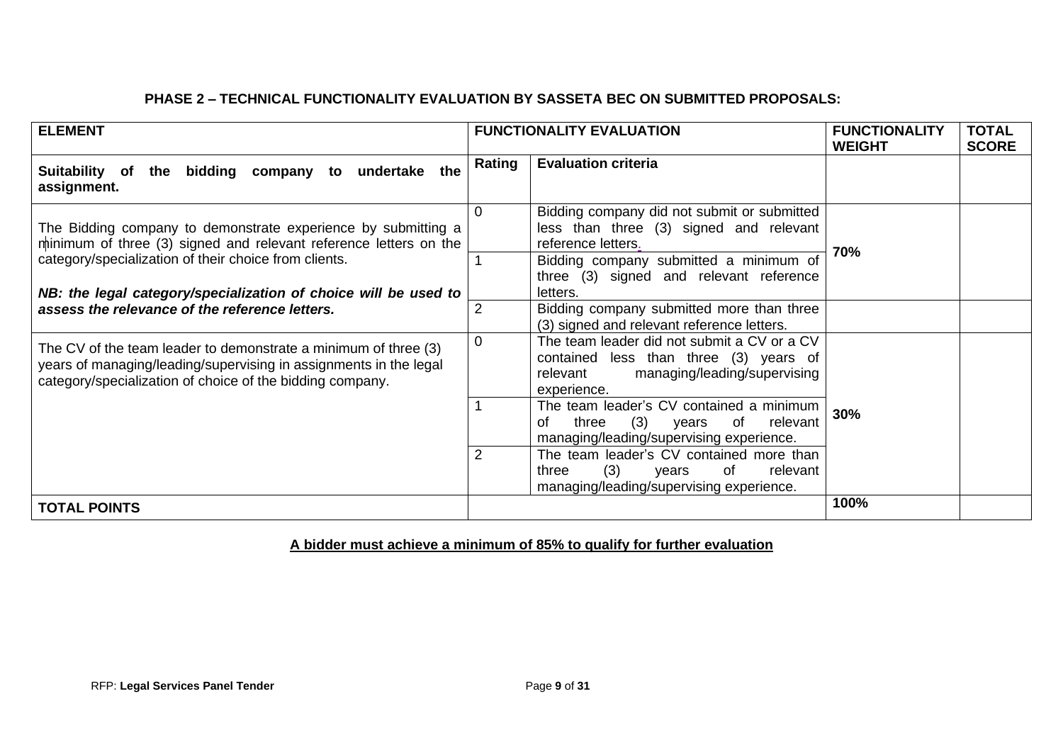### PHASE 2 – TECHNICAL FUNCTIONALITY EVALUATION BY SASSETA BEC ON SUBMITTED PROPOSALS:

| ELEMENT | FUNCTIONALITY EVALUATION | | FUNCTIONALITY WEIGHT | TOTAL SCORE |
|---|---|---|---|---|
| **Suitability of the bidding company to undertake the assignment.** | **Rating** | **Evaluation criteria** | | |
| The Bidding company to demonstrate experience by submitting a minimum of three (3) signed and relevant reference letters on the category/specialization of their choice from clients.<br><br>***NB: the legal category/specialization of choice will be used to assess the relevance of the reference letters.*** | 0 | Bidding company did not submit or submitted less than three (3) signed and relevant reference letters. | **70%** | |
| | 1 | Bidding company submitted a minimum of three (3) signed and relevant reference letters. | | |
| | 2 | Bidding company submitted more than three (3) signed and relevant reference letters. | | |
| The CV of the team leader to demonstrate a minimum of three (3) years of managing/leading/supervising in assignments in the legal category/specialization of choice of the bidding company. | 0 | The team leader did not submit a CV or a CV contained less than three (3) years of relevant managing/leading/supervising experience. | **30%** | |
| | 1 | The team leader's CV contained a minimum of three (3) years of relevant managing/leading/supervising experience. | | |
| | 2 | The team leader's CV contained more than three (3) years of relevant managing/leading/supervising experience. | | |
| **TOTAL POINTS** | | | **100%** | |

**A bidder must achieve a minimum of 85% to qualify for further evaluation**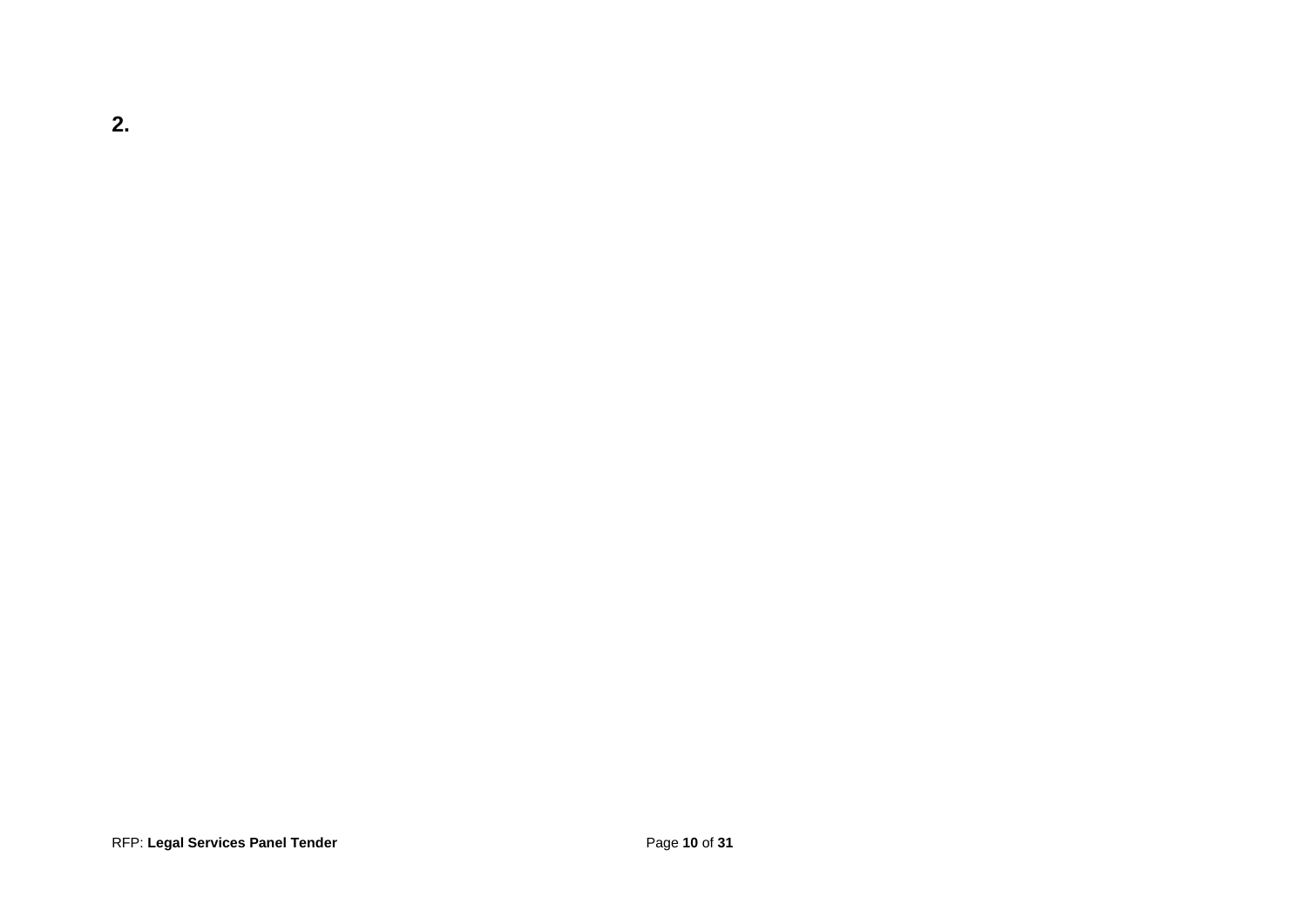**2.**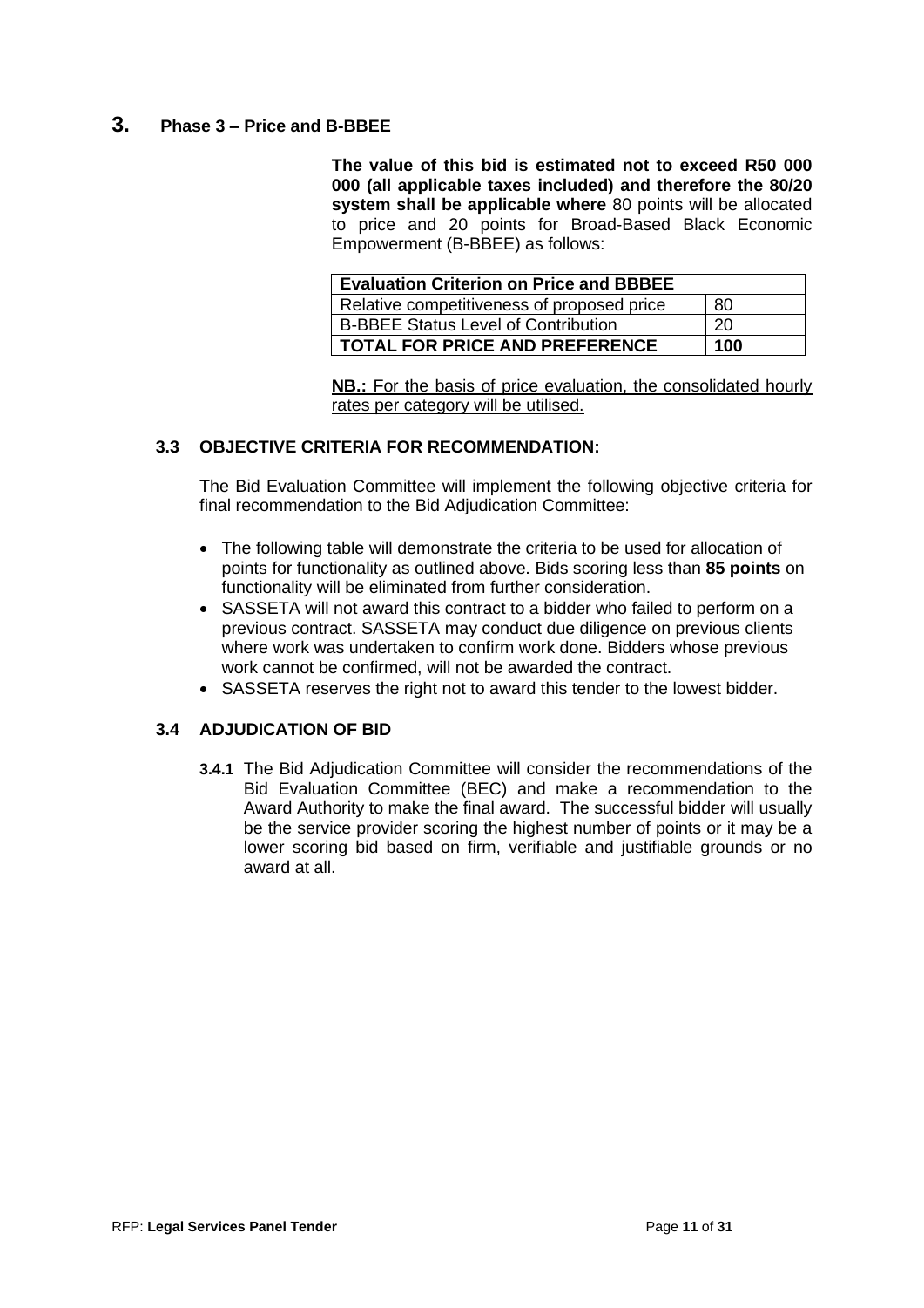## 3. Phase 3 – Price and B-BBEE

**The value of this bid is estimated not to exceed R50 000 000 (all applicable taxes included) and therefore the 80/20 system shall be applicable where** 80 points will be allocated to price and 20 points for Broad-Based Black Economic Empowerment (B-BBEE) as follows:

| Evaluation Criterion on Price and BBBEE | |
|---|---|
| Relative competitiveness of proposed price | 80 |
| B-BBEE Status Level of Contribution | 20 |
| **TOTAL FOR PRICE AND PREFERENCE** | **100** |

**NB.:** For the basis of price evaluation, the consolidated hourly rates per category will be utilised.

### 3.3 OBJECTIVE CRITERIA FOR RECOMMENDATION:

The Bid Evaluation Committee will implement the following objective criteria for final recommendation to the Bid Adjudication Committee:

- The following table will demonstrate the criteria to be used for allocation of points for functionality as outlined above. Bids scoring less than **85 points** on functionality will be eliminated from further consideration.
- SASSETA will not award this contract to a bidder who failed to perform on a previous contract. SASSETA may conduct due diligence on previous clients where work was undertaken to confirm work done. Bidders whose previous work cannot be confirmed, will not be awarded the contract.
- SASSETA reserves the right not to award this tender to the lowest bidder.

### 3.4 ADJUDICATION OF BID

**3.4.1** The Bid Adjudication Committee will consider the recommendations of the Bid Evaluation Committee (BEC) and make a recommendation to the Award Authority to make the final award. The successful bidder will usually be the service provider scoring the highest number of points or it may be a lower scoring bid based on firm, verifiable and justifiable grounds or no award at all.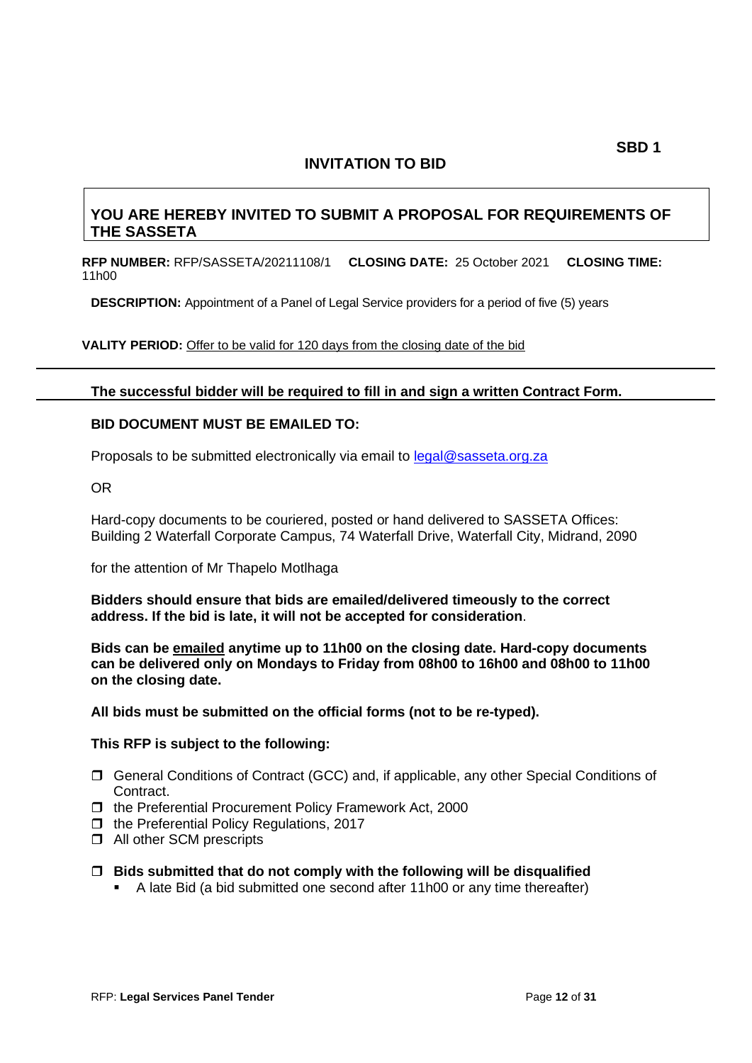**SBD 1**

# INVITATION TO BID

## YOU ARE HEREBY INVITED TO SUBMIT A PROPOSAL FOR REQUIREMENTS OF THE SASSETA

**RFP NUMBER:** RFP/SASSETA/20211108/1 **CLOSING DATE:** 25 October 2021 **CLOSING TIME:** 11h00

**DESCRIPTION:** Appointment of a Panel of Legal Service providers for a period of five (5) years

**VALITY PERIOD:** Offer to be valid for 120 days from the closing date of the bid

---

**The successful bidder will be required to fill in and sign a written Contract Form.**

---

**BID DOCUMENT MUST BE EMAILED TO:**

Proposals to be submitted electronically via email to legal@sasseta.org.za

OR

Hard-copy documents to be couriered, posted or hand delivered to SASSETA Offices: Building 2 Waterfall Corporate Campus, 74 Waterfall Drive, Waterfall City, Midrand, 2090

for the attention of Mr Thapelo Motlhaga

**Bidders should ensure that bids are emailed/delivered timeously to the correct address. If the bid is late, it will not be accepted for consideration**.

**Bids can be emailed anytime up to 11h00 on the closing date. Hard-copy documents can be delivered only on Mondays to Friday from 08h00 to 16h00 and 08h00 to 11h00 on the closing date.**

**All bids must be submitted on the official forms (not to be re-typed).**

**This RFP is subject to the following:**

- General Conditions of Contract (GCC) and, if applicable, any other Special Conditions of Contract.
- the Preferential Procurement Policy Framework Act, 2000
- the Preferential Policy Regulations, 2017
- All other SCM prescripts
- **Bids submitted that do not comply with the following will be disqualified**
  - A late Bid (a bid submitted one second after 11h00 or any time thereafter)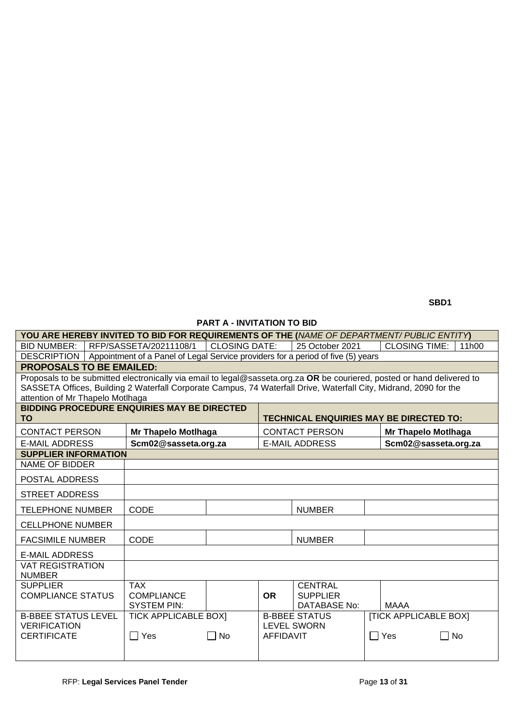**SBD1**

## PART A - INVITATION TO BID

| **YOU ARE HEREBY INVITED TO BID FOR REQUIREMENTS OF THE (*NAME OF DEPARTMENT/ PUBLIC ENTITY*)** | | | | | |
|---|---|---|---|---|---|
| BID NUMBER: | RFP/SASSETA/20211108/1 | CLOSING DATE: | 25 October 2021 | CLOSING TIME: | 11h00 |
| DESCRIPTION | Appointment of a Panel of Legal Service providers for a period of five (5) years | | | | |
| **PROPOSALS TO BE EMAILED:** | | | | | |
| Proposals to be submitted electronically via email to legal@sasseta.org.za **OR** be couriered, posted or hand delivered to SASSETA Offices, Building 2 Waterfall Corporate Campus, 74 Waterfall Drive, Waterfall City, Midrand, 2090 for the attention of Mr Thapelo Motlhaga | | | | | |

| **BIDDING PROCEDURE ENQUIRIES MAY BE DIRECTED TO** | | **TECHNICAL ENQUIRIES MAY BE DIRECTED TO:** | |
|---|---|---|---|
| CONTACT PERSON | **Mr Thapelo Motlhaga** | CONTACT PERSON | **Mr Thapelo Motlhaga** |
| E-MAIL ADDRESS | **Scm02@sasseta.org.za** | E-MAIL ADDRESS | **Scm02@sasseta.org.za** |

| **SUPPLIER INFORMATION** | | | | | |
|---|---|---|---|---|---|
| NAME OF BIDDER | | | | | |
| POSTAL ADDRESS | | | | | |
| STREET ADDRESS | | | | | |
| TELEPHONE NUMBER | CODE | | | NUMBER | |
| CELLPHONE NUMBER | | | | | |
| FACSIMILE NUMBER | CODE | | | NUMBER | |
| E-MAIL ADDRESS | | | | | |
| VAT REGISTRATION NUMBER | | | | | |
| SUPPLIER COMPLIANCE STATUS | TAX COMPLIANCE SYSTEM PIN: | | OR | CENTRAL SUPPLIER DATABASE No: | MAAA |
| B-BBEE STATUS LEVEL VERIFICATION CERTIFICATE | TICK APPLICABLE BOX] ☐ Yes | ☐ No | B-BBEE STATUS LEVEL SWORN AFFIDAVIT | | [TICK APPLICABLE BOX] ☐ Yes ☐ No |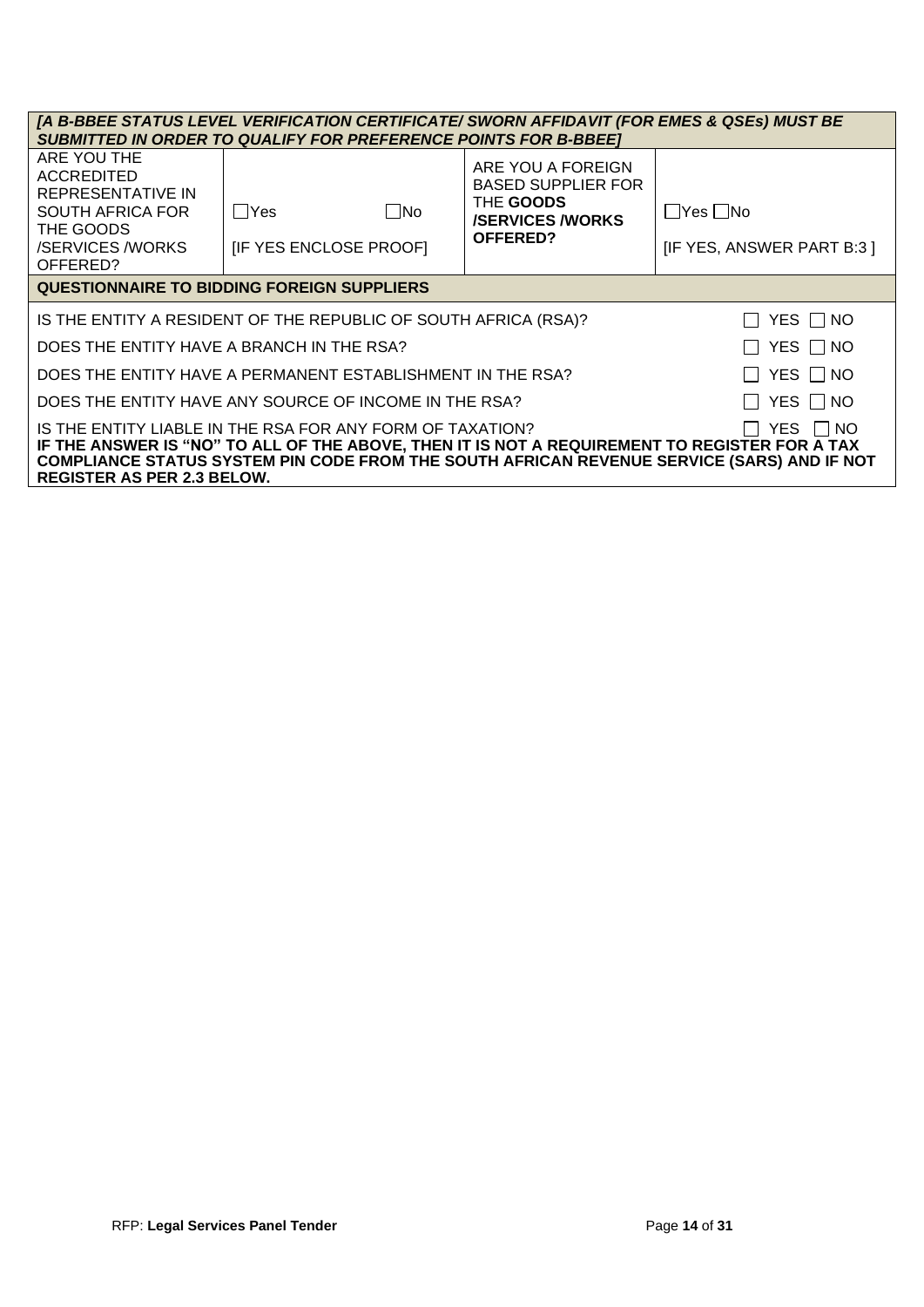| ***[A B-BBEE STATUS LEVEL VERIFICATION CERTIFICATE/ SWORN AFFIDAVIT (FOR EMES & QSEs) MUST BE SUBMITTED IN ORDER TO QUALIFY FOR PREFERENCE POINTS FOR B-BBEE]*** | | | |
|---|---|---|---|
| ARE YOU THE ACCREDITED REPRESENTATIVE IN SOUTH AFRICA FOR THE GOODS /SERVICES /WORKS OFFERED? | ☐Yes ☐No<br>[IF YES ENCLOSE PROOF] | ARE YOU A FOREIGN BASED SUPPLIER FOR THE **GOODS /SERVICES /WORKS OFFERED?** | ☐Yes ☐No<br>[IF YES, ANSWER PART B:3 ] |

| **QUESTIONNAIRE TO BIDDING FOREIGN SUPPLIERS** | |
|---|---|
| IS THE ENTITY A RESIDENT OF THE REPUBLIC OF SOUTH AFRICA (RSA)? | ☐ YES ☐ NO |
| DOES THE ENTITY HAVE A BRANCH IN THE RSA? | ☐ YES ☐ NO |
| DOES THE ENTITY HAVE A PERMANENT ESTABLISHMENT IN THE RSA? | ☐ YES ☐ NO |
| DOES THE ENTITY HAVE ANY SOURCE OF INCOME IN THE RSA? | ☐ YES ☐ NO |
| IS THE ENTITY LIABLE IN THE RSA FOR ANY FORM OF TAXATION? | ☐ YES ☐ NO |

**IF THE ANSWER IS "NO" TO ALL OF THE ABOVE, THEN IT IS NOT A REQUIREMENT TO REGISTER FOR A TAX COMPLIANCE STATUS SYSTEM PIN CODE FROM THE SOUTH AFRICAN REVENUE SERVICE (SARS) AND IF NOT REGISTER AS PER 2.3 BELOW.**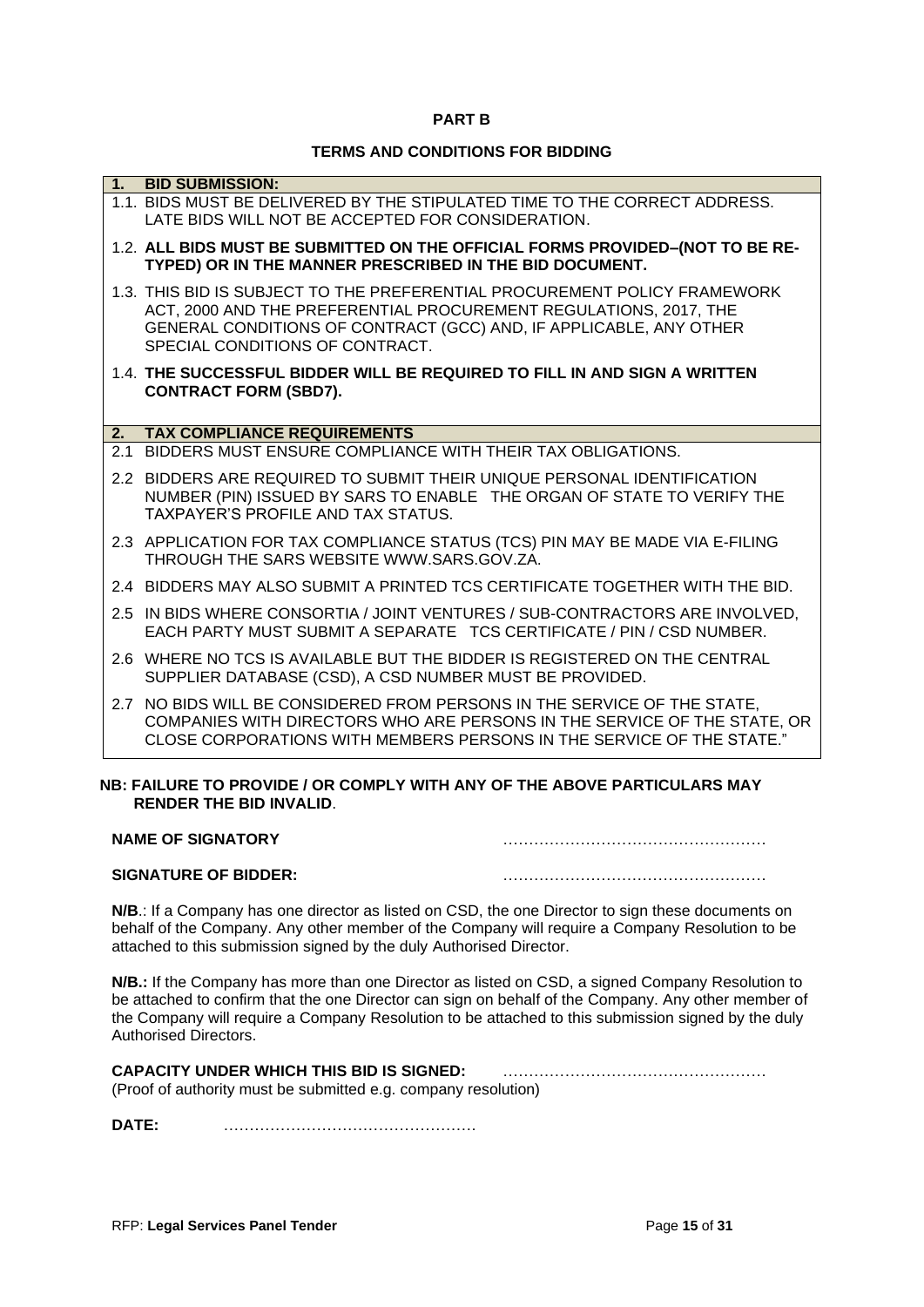**PART B**

**TERMS AND CONDITIONS FOR BIDDING**

**1. BID SUBMISSION:**

1.1. BIDS MUST BE DELIVERED BY THE STIPULATED TIME TO THE CORRECT ADDRESS. LATE BIDS WILL NOT BE ACCEPTED FOR CONSIDERATION.

1.2. **ALL BIDS MUST BE SUBMITTED ON THE OFFICIAL FORMS PROVIDED–(NOT TO BE RE-TYPED) OR IN THE MANNER PRESCRIBED IN THE BID DOCUMENT.**

1.3. THIS BID IS SUBJECT TO THE PREFERENTIAL PROCUREMENT POLICY FRAMEWORK ACT, 2000 AND THE PREFERENTIAL PROCUREMENT REGULATIONS, 2017, THE GENERAL CONDITIONS OF CONTRACT (GCC) AND, IF APPLICABLE, ANY OTHER SPECIAL CONDITIONS OF CONTRACT.

1.4. **THE SUCCESSFUL BIDDER WILL BE REQUIRED TO FILL IN AND SIGN A WRITTEN CONTRACT FORM (SBD7).**

**2. TAX COMPLIANCE REQUIREMENTS**

2.1 BIDDERS MUST ENSURE COMPLIANCE WITH THEIR TAX OBLIGATIONS.

2.2 BIDDERS ARE REQUIRED TO SUBMIT THEIR UNIQUE PERSONAL IDENTIFICATION NUMBER (PIN) ISSUED BY SARS TO ENABLE THE ORGAN OF STATE TO VERIFY THE TAXPAYER'S PROFILE AND TAX STATUS.

2.3 APPLICATION FOR TAX COMPLIANCE STATUS (TCS) PIN MAY BE MADE VIA E-FILING THROUGH THE SARS WEBSITE WWW.SARS.GOV.ZA.

2.4 BIDDERS MAY ALSO SUBMIT A PRINTED TCS CERTIFICATE TOGETHER WITH THE BID.

2.5 IN BIDS WHERE CONSORTIA / JOINT VENTURES / SUB-CONTRACTORS ARE INVOLVED, EACH PARTY MUST SUBMIT A SEPARATE TCS CERTIFICATE / PIN / CSD NUMBER.

2.6 WHERE NO TCS IS AVAILABLE BUT THE BIDDER IS REGISTERED ON THE CENTRAL SUPPLIER DATABASE (CSD), A CSD NUMBER MUST BE PROVIDED.

2.7 NO BIDS WILL BE CONSIDERED FROM PERSONS IN THE SERVICE OF THE STATE, COMPANIES WITH DIRECTORS WHO ARE PERSONS IN THE SERVICE OF THE STATE, OR CLOSE CORPORATIONS WITH MEMBERS PERSONS IN THE SERVICE OF THE STATE."

**NB: FAILURE TO PROVIDE / OR COMPLY WITH ANY OF THE ABOVE PARTICULARS MAY RENDER THE BID INVALID**.

**NAME OF SIGNATORY** ……………………………………………

**SIGNATURE OF BIDDER:** ……………………………………………

**N/B**.: If a Company has one director as listed on CSD, the one Director to sign these documents on behalf of the Company. Any other member of the Company will require a Company Resolution to be attached to this submission signed by the duly Authorised Director.

**N/B.:** If the Company has more than one Director as listed on CSD, a signed Company Resolution to be attached to confirm that the one Director can sign on behalf of the Company. Any other member of the Company will require a Company Resolution to be attached to this submission signed by the duly Authorised Directors.

**CAPACITY UNDER WHICH THIS BID IS SIGNED:** ……………………………………………
(Proof of authority must be submitted e.g. company resolution)

**DATE:** …………………………………………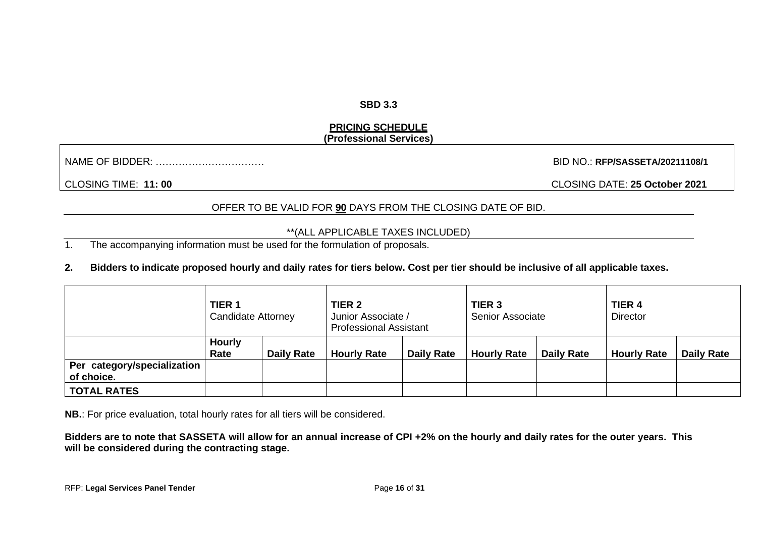**SBD 3.3**

**PRICING SCHEDULE**
**(Professional Services)**

NAME OF BIDDER: …………………………… BID NO.: **RFP/SASSETA/20211108/1**

CLOSING TIME: **11: 00** CLOSING DATE: **25 October 2021**

OFFER TO BE VALID FOR **90** DAYS FROM THE CLOSING DATE OF BID.

**(ALL APPLICABLE TAXES INCLUDED)

1. The accompanying information must be used for the formulation of proposals.

**2. Bidders to indicate proposed hourly and daily rates for tiers below. Cost per tier should be inclusive of all applicable taxes.**

| | **TIER 1** Candidate Attorney | | **TIER 2** Junior Associate / Professional Assistant | | **TIER 3** Senior Associate | | **TIER 4** Director | |
|---|---|---|---|---|---|---|---|---|
| | **Hourly Rate** | **Daily Rate** | **Hourly Rate** | **Daily Rate** | **Hourly Rate** | **Daily Rate** | **Hourly Rate** | **Daily Rate** |
| **Per category/specialization of choice.** | | | | | | | | |
| **TOTAL RATES** | | | | | | | | |

**NB.**: For price evaluation, total hourly rates for all tiers will be considered.

**Bidders are to note that SASSETA will allow for an annual increase of CPI +2% on the hourly and daily rates for the outer years. This will be considered during the contracting stage.**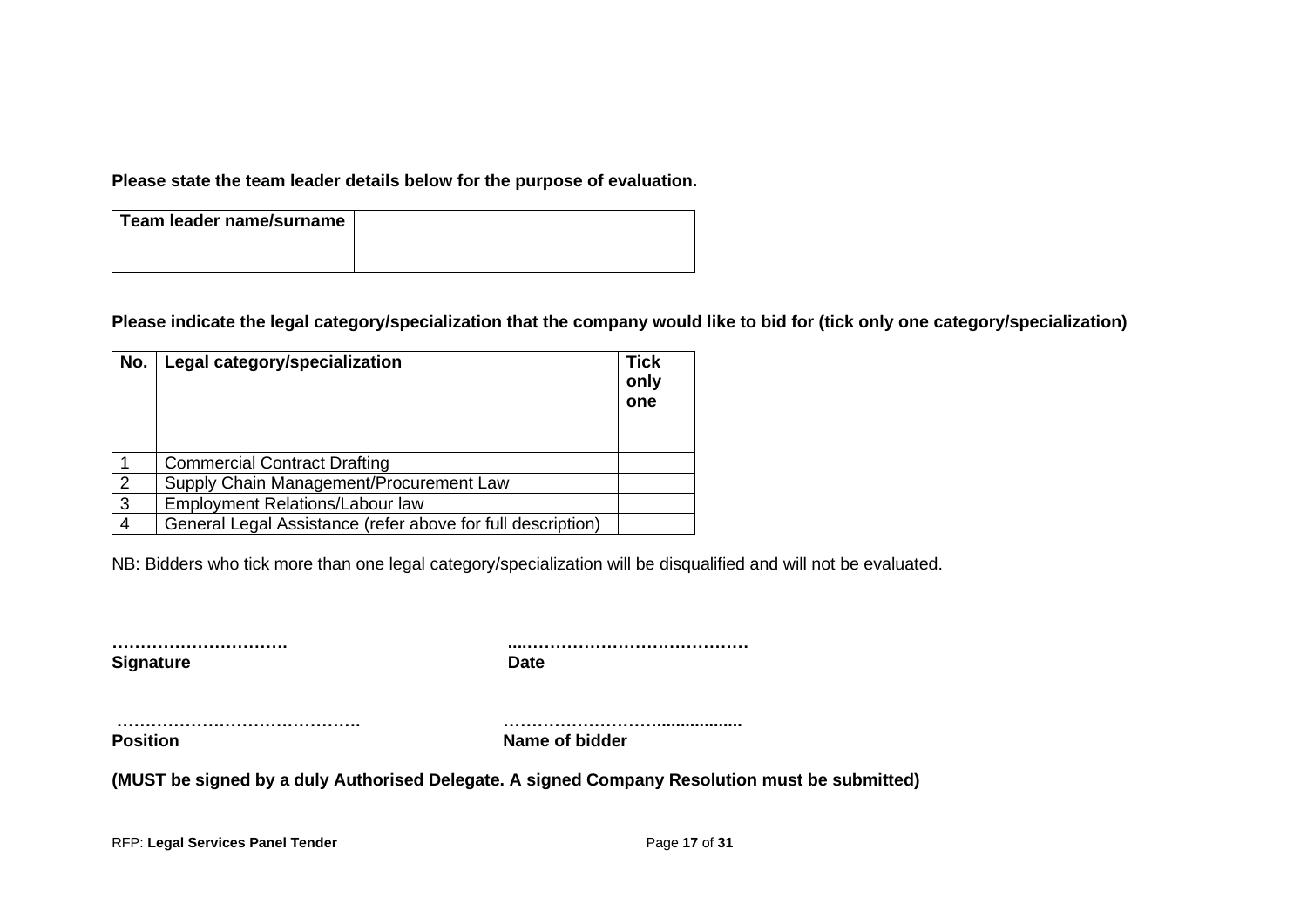**Please state the team leader details below for the purpose of evaluation.**

| **Team leader name/surname** | |
|---|---|

**Please indicate the legal category/specialization that the company would like to bid for (tick only one category/specialization)**

| **No.** | **Legal category/specialization** | **Tick only one** |
|---|---|---|
| 1 | Commercial Contract Drafting | |
| 2 | Supply Chain Management/Procurement Law | |
| 3 | Employment Relations/Labour law | |
| 4 | General Legal Assistance (refer above for full description) | |

NB: Bidders who tick more than one legal category/specialization will be disqualified and will not be evaluated.

**………………………….** **...…………………………………**
**Signature** **Date**

**…………………………………….** **……………………….................**
**Position** **Name of bidder**

**(MUST be signed by a duly Authorised Delegate. A signed Company Resolution must be submitted)**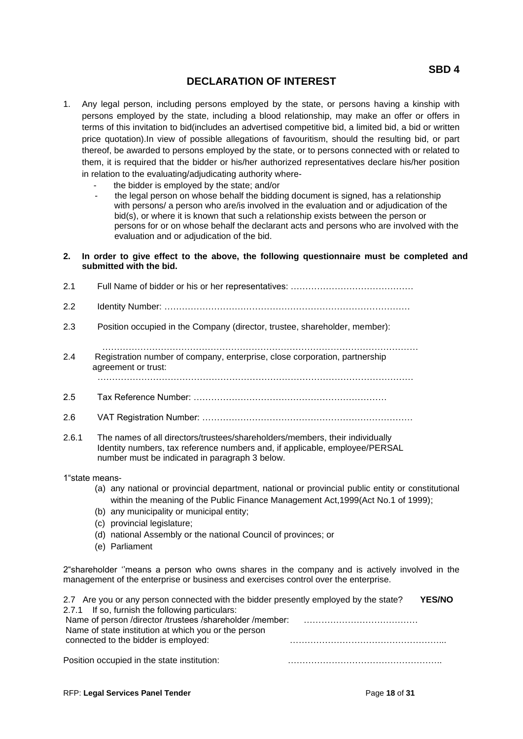**SBD 4**

# DECLARATION OF INTEREST

1. Any legal person, including persons employed by the state, or persons having a kinship with persons employed by the state, including a blood relationship, may make an offer or offers in terms of this invitation to bid(includes an advertised competitive bid, a limited bid, a bid or written price quotation).In view of possible allegations of favouritism, should the resulting bid, or part thereof, be awarded to persons employed by the state, or to persons connected with or related to them, it is required that the bidder or his/her authorized representatives declare his/her position in relation to the evaluating/adjudicating authority where-
   - the bidder is employed by the state; and/or
   - the legal person on whose behalf the bidding document is signed, has a relationship with persons/ a person who are/is involved in the evaluation and or adjudication of the bid(s), or where it is known that such a relationship exists between the person or persons for or on whose behalf the declarant acts and persons who are involved with the evaluation and or adjudication of the bid.

**2. In order to give effect to the above, the following questionnaire must be completed and submitted with the bid.**

2.1 Full Name of bidder or his or her representatives: ……………………………………

2.2 Identity Number: ………………………………………………………………………

2.3 Position occupied in the Company (director, trustee, shareholder, member):

……………………………………………………………………………………………

2.4 Registration number of company, enterprise, close corporation, partnership agreement or trust:

……………………………………………………………………………………………

2.5 Tax Reference Number: …………………………………………………………

2.6 VAT Registration Number: ……………………………………………………………

2.6.1 The names of all directors/trustees/shareholders/members, their individually Identity numbers, tax reference numbers and, if applicable, employee/PERSAL number must be indicated in paragraph 3 below.

1"state means-

(a) any national or provincial department, national or provincial public entity or constitutional within the meaning of the Public Finance Management Act,1999(Act No.1 of 1999);
(b) any municipality or municipal entity;
(c) provincial legislature;
(d) national Assembly or the national Council of provinces; or
(e) Parliament

2"shareholder ''means a person who owns shares in the company and is actively involved in the management of the enterprise or business and exercises control over the enterprise.

2.7 Are you or any person connected with the bidder presently employed by the state? **YES/NO**

2.7.1 If so, furnish the following particulars:

Name of person /director /trustees /shareholder /member: …………………………………

Name of state institution at which you or the person connected to the bidder is employed: ……………………………………………...

Position occupied in the state institution: …………………………………………….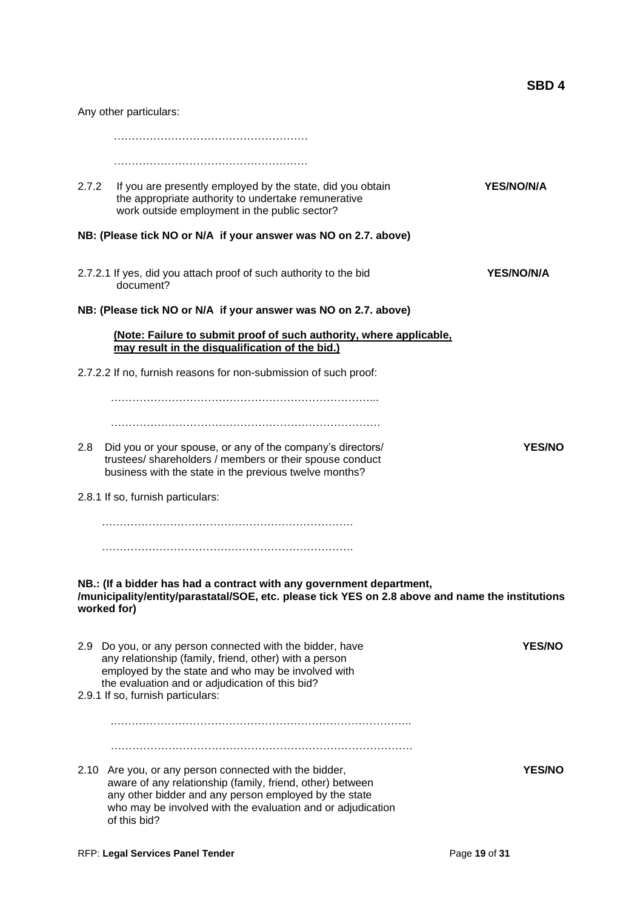Any other particulars:

………………………………………………

………………………………………………

2.7.2 If you are presently employed by the state, did you obtain the appropriate authority to undertake remunerative work outside employment in the public sector? **YES/NO/N/A**

**NB: (Please tick NO or N/A if your answer was NO on 2.7. above)**

2.7.2.1 If yes, did you attach proof of such authority to the bid document? **YES/NO/N/A**

**NB: (Please tick NO or N/A if your answer was NO on 2.7. above)**

**(Note: Failure to submit proof of such authority, where applicable, may result in the disqualification of the bid.)**

2.7.2.2 If no, furnish reasons for non-submission of such proof:

………………………………………………………………...

…………………………………………………………………

2.8 Did you or your spouse, or any of the company's directors/ trustees/ shareholders / members or their spouse conduct business with the state in the previous twelve months? **YES/NO**

2.8.1 If so, furnish particulars:

…………………………………………………………….

…………………………………………………………….

**NB.: (If a bidder has had a contract with any government department, /municipality/entity/parastatal/SOE, etc. please tick YES on 2.8 above and name the institutions worked for)**

2.9 Do you, or any person connected with the bidder, have any relationship (family, friend, other) with a person employed by the state and who may be involved with the evaluation and or adjudication of this bid? **YES/NO**

2.9.1 If so, furnish particulars:

…………………………………………………………………….

…………………………………………………………………….

2.10 Are you, or any person connected with the bidder, aware of any relationship (family, friend, other) between any other bidder and any person employed by the state who may be involved with the evaluation and or adjudication of this bid? **YES/NO**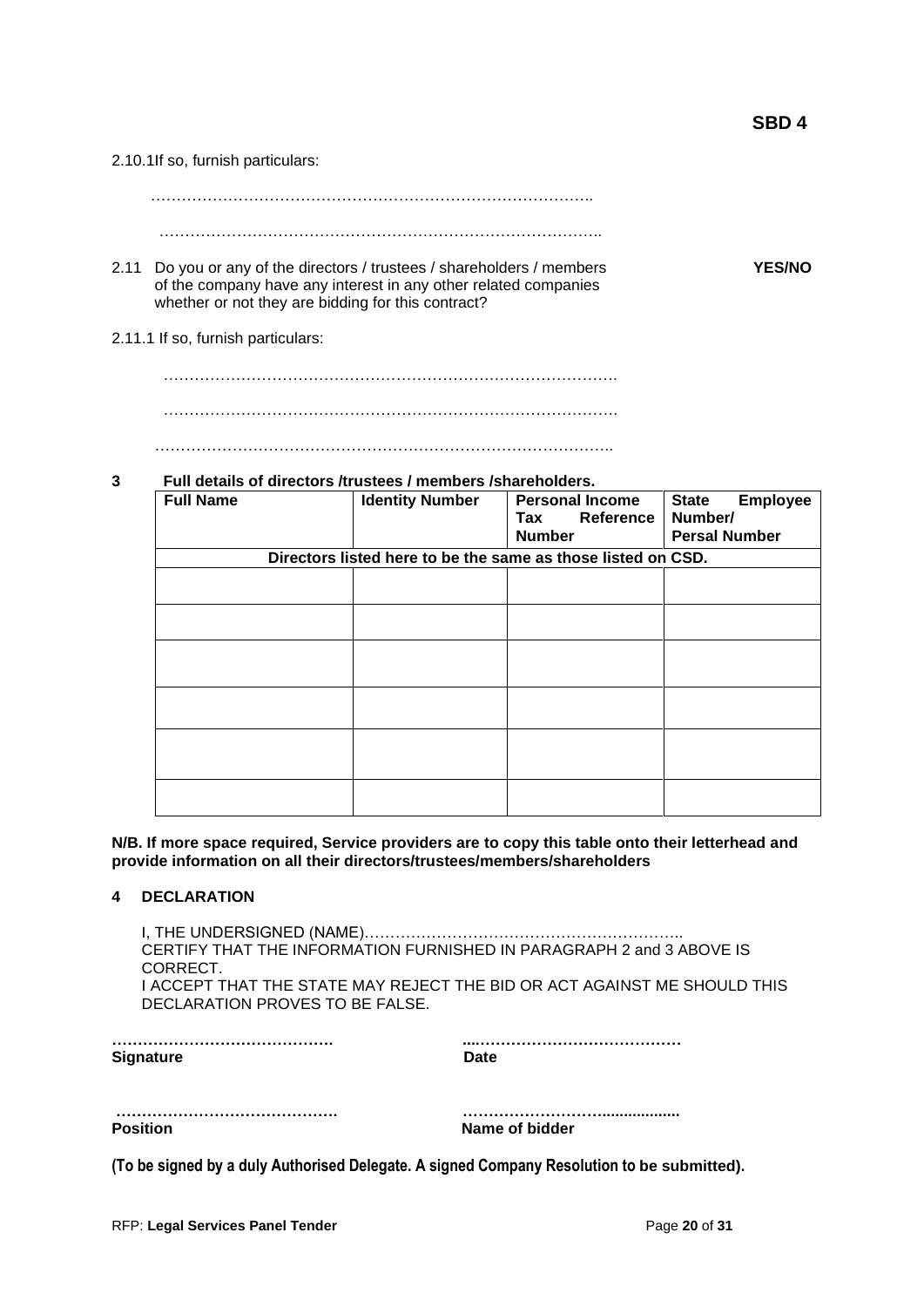**SBD 4**

2.10.1If so, furnish particulars:

…………………………………………………………………………..

…………………………………………………………………………..

2.11 Do you or any of the directors / trustees / shareholders / members of the company have any interest in any other related companies whether or not they are bidding for this contract? **YES/NO**

2.11.1 If so, furnish particulars:

…………………………………………………………………………….

…………………………………………………………………………….

……………………………………………………………………………..

**3 Full details of directors /trustees / members /shareholders.**

| **Full Name** | **Identity Number** | **Personal Income Tax Reference Number** | **State Employee Number/ Persal Number** |
|---|---|---|---|
| **Directors listed here to be the same as those listed on CSD.** | | | |
| | | | |
| | | | |
| | | | |
| | | | |
| | | | |
| | | | |

**N/B. If more space required, Service providers are to copy this table onto their letterhead and provide information on all their directors/trustees/members/shareholders**

**4 DECLARATION**

I, THE UNDERSIGNED (NAME)……………………………………………………..
CERTIFY THAT THE INFORMATION FURNISHED IN PARAGRAPH 2 and 3 ABOVE IS CORRECT.
I ACCEPT THAT THE STATE MAY REJECT THE BID OR ACT AGAINST ME SHOULD THIS DECLARATION PROVES TO BE FALSE.

……………………………………. ...…………………………………
**Signature** **Date**

……………………………………. ……………………….................
**Position** **Name of bidder**

**(To be signed by a duly Authorised Delegate. A signed Company Resolution to be submitted).**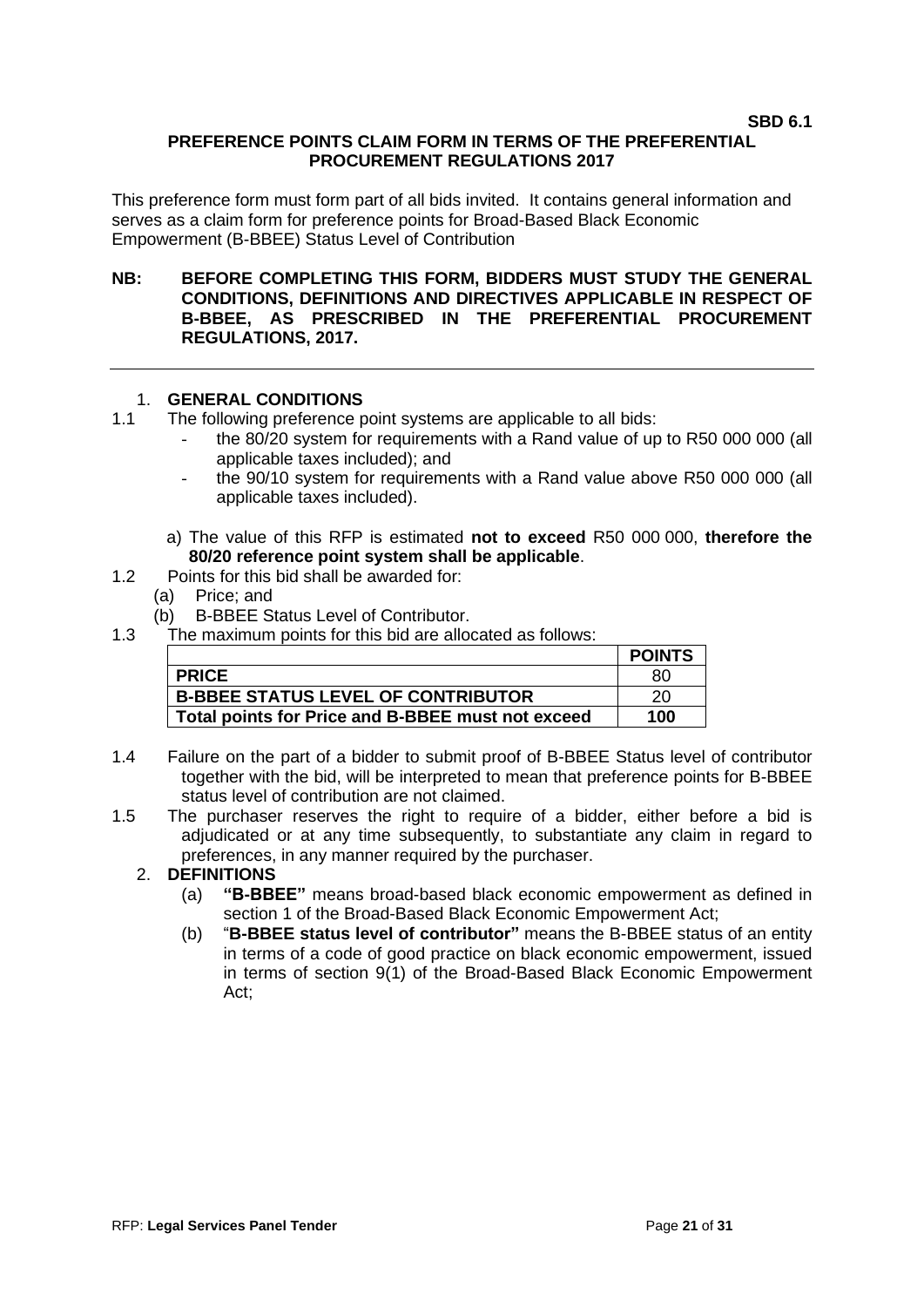**SBD 6.1**

**PREFERENCE POINTS CLAIM FORM IN TERMS OF THE PREFERENTIAL PROCUREMENT REGULATIONS 2017**

This preference form must form part of all bids invited. It contains general information and serves as a claim form for preference points for Broad-Based Black Economic Empowerment (B-BBEE) Status Level of Contribution

**NB: BEFORE COMPLETING THIS FORM, BIDDERS MUST STUDY THE GENERAL CONDITIONS, DEFINITIONS AND DIRECTIVES APPLICABLE IN RESPECT OF B-BBEE, AS PRESCRIBED IN THE PREFERENTIAL PROCUREMENT REGULATIONS, 2017.**

---

1. **GENERAL CONDITIONS**

1.1 The following preference point systems are applicable to all bids:
   - the 80/20 system for requirements with a Rand value of up to R50 000 000 (all applicable taxes included); and
   - the 90/10 system for requirements with a Rand value above R50 000 000 (all applicable taxes included).

   a) The value of this RFP is estimated **not to exceed** R50 000 000, **therefore the 80/20 reference point system shall be applicable**.

1.2 Points for this bid shall be awarded for:
   (a) Price; and
   (b) B-BBEE Status Level of Contributor.

1.3 The maximum points for this bid are allocated as follows:

| | **POINTS** |
|---|---|
| **PRICE** | 80 |
| **B-BBEE STATUS LEVEL OF CONTRIBUTOR** | 20 |
| **Total points for Price and B-BBEE must not exceed** | **100** |

1.4 Failure on the part of a bidder to submit proof of B-BBEE Status level of contributor together with the bid, will be interpreted to mean that preference points for B-BBEE status level of contribution are not claimed.

1.5 The purchaser reserves the right to require of a bidder, either before a bid is adjudicated or at any time subsequently, to substantiate any claim in regard to preferences, in any manner required by the purchaser.

2. **DEFINITIONS**
   (a) **"B-BBEE"** means broad-based black economic empowerment as defined in section 1 of the Broad-Based Black Economic Empowerment Act;
   (b) "**B-BBEE status level of contributor"** means the B-BBEE status of an entity in terms of a code of good practice on black economic empowerment, issued in terms of section 9(1) of the Broad-Based Black Economic Empowerment Act;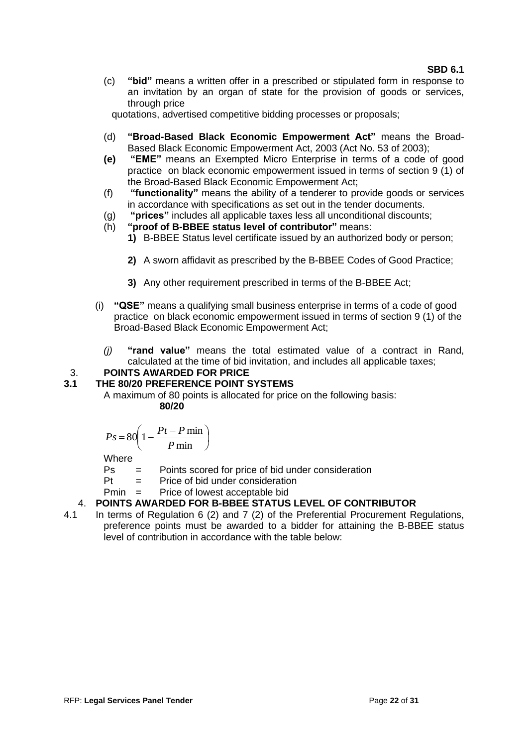(c) **"bid"** means a written offer in a prescribed or stipulated form in response to an invitation by an organ of state for the provision of goods or services, through price

quotations, advertised competitive bidding processes or proposals;

(d) **"Broad-Based Black Economic Empowerment Act"** means the Broad-Based Black Economic Empowerment Act, 2003 (Act No. 53 of 2003);

**(e)** **"EME"** means an Exempted Micro Enterprise in terms of a code of good practice on black economic empowerment issued in terms of section 9 (1) of the Broad-Based Black Economic Empowerment Act;

(f) **"functionality"** means the ability of a tenderer to provide goods or services in accordance with specifications as set out in the tender documents.

(g) **"prices"** includes all applicable taxes less all unconditional discounts;

(h) **"proof of B-BBEE status level of contributor"** means:

**1)** B-BBEE Status level certificate issued by an authorized body or person;

**2)** A sworn affidavit as prescribed by the B-BBEE Codes of Good Practice;

**3)** Any other requirement prescribed in terms of the B-BBEE Act;

(i) **"QSE"** means a qualifying small business enterprise in terms of a code of good practice on black economic empowerment issued in terms of section 9 (1) of the Broad-Based Black Economic Empowerment Act;

*(j)* **"rand value"** means the total estimated value of a contract in Rand, calculated at the time of bid invitation, and includes all applicable taxes;

## 3. POINTS AWARDED FOR PRICE

### 3.1 THE 80/20 PREFERENCE POINT SYSTEMS

A maximum of 80 points is allocated for price on the following basis:

**80/20**

$$Ps = 80\left(1 - \frac{Pt - P\min}{P\min}\right)$$

Where

Ps = Points scored for price of bid under consideration

Pt = Price of bid under consideration

Pmin = Price of lowest acceptable bid

## 4. POINTS AWARDED FOR B-BBEE STATUS LEVEL OF CONTRIBUTOR

4.1 In terms of Regulation 6 (2) and 7 (2) of the Preferential Procurement Regulations, preference points must be awarded to a bidder for attaining the B-BBEE status level of contribution in accordance with the table below: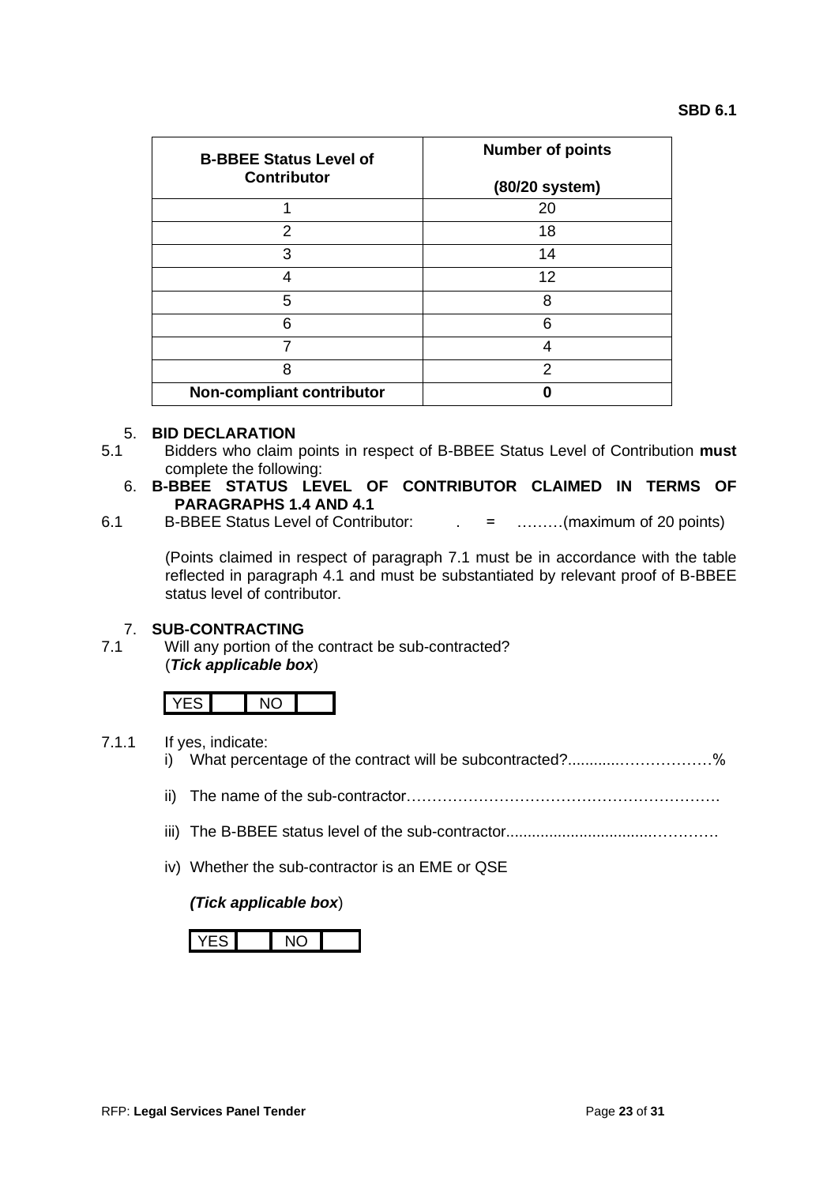| B-BBEE Status Level of Contributor | Number of points (80/20 system) |
|---|---|
| 1 | 20 |
| 2 | 18 |
| 3 | 14 |
| 4 | 12 |
| 5 | 8 |
| 6 | 6 |
| 7 | 4 |
| 8 | 2 |
| **Non-compliant contributor** | **0** |

5. **BID DECLARATION**

5.1 Bidders who claim points in respect of B-BBEE Status Level of Contribution **must** complete the following:

6. **B-BBEE STATUS LEVEL OF CONTRIBUTOR CLAIMED IN TERMS OF PARAGRAPHS 1.4 AND 4.1**

6.1 B-BBEE Status Level of Contributor: . = ………(maximum of 20 points)

(Points claimed in respect of paragraph 7.1 must be in accordance with the table reflected in paragraph 4.1 and must be substantiated by relevant proof of B-BBEE status level of contributor.

7. **SUB-CONTRACTING**

7.1 Will any portion of the contract be sub-contracted?
(***Tick applicable box***)

| YES | | NO | |
|---|---|---|---|

7.1.1 If yes, indicate:

i) What percentage of the contract will be subcontracted?............………………%

ii) The name of the sub-contractor……………………………………………………

iii) The B-BBEE status level of the sub-contractor................................…………

iv) Whether the sub-contractor is an EME or QSE

(***Tick applicable box***)

| YES | | NO | |
|---|---|---|---|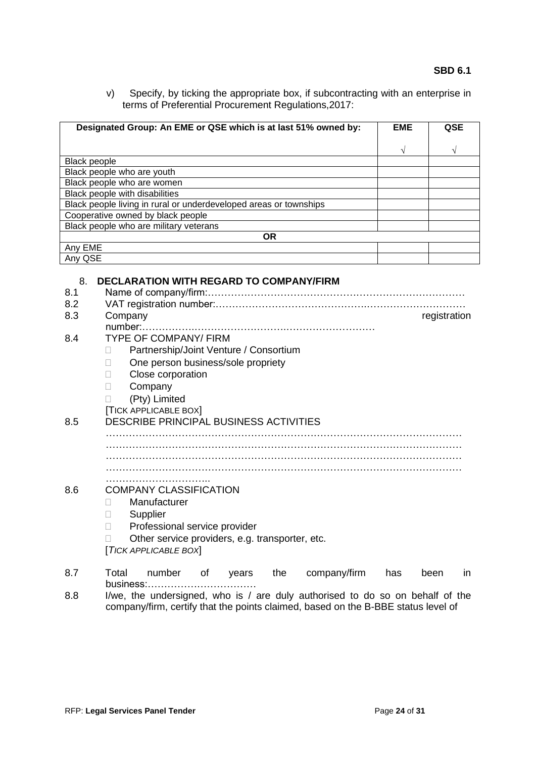v) Specify, by ticking the appropriate box, if subcontracting with an enterprise in terms of Preferential Procurement Regulations,2017:

| Designated Group: An EME or QSE which is at last 51% owned by: | EME √ | QSE √ |
|---|---|---|
| Black people | | |
| Black people who are youth | | |
| Black people who are women | | |
| Black people with disabilities | | |
| Black people living in rural or underdeveloped areas or townships | | |
| Cooperative owned by black people | | |
| Black people who are military veterans | | |
| **OR** | | |
| Any EME | | |
| Any QSE | | |

## 8. DECLARATION WITH REGARD TO COMPANY/FIRM

8.1 Name of company/firm:…………………………………………………………………………

8.2 VAT registration number:……………………………………….…………………………

8.3 Company registration number:……………….……………………….……………………

8.4 TYPE OF COMPANY/ FIRM

- ☐ Partnership/Joint Venture / Consortium
- ☐ One person business/sole propriety
- ☐ Close corporation
- ☐ Company
- ☐ (Pty) Limited

[TICK APPLICABLE BOX]

8.5 DESCRIBE PRINCIPAL BUSINESS ACTIVITIES

………………………………………………………………………………………………
………………………………………………………………………………………………
………………………………………………………………………………………………
………………………………………………………………………………………………
…………………………..

8.6 COMPANY CLASSIFICATION

- ☐ Manufacturer
- ☐ Supplier
- ☐ Professional service provider
- ☐ Other service providers, e.g. transporter, etc.

[*TICK APPLICABLE BOX*]

8.7 Total number of years the company/firm has been in business:……………………………

8.8 I/we, the undersigned, who is / are duly authorised to do so on behalf of the company/firm, certify that the points claimed, based on the B-BBE status level of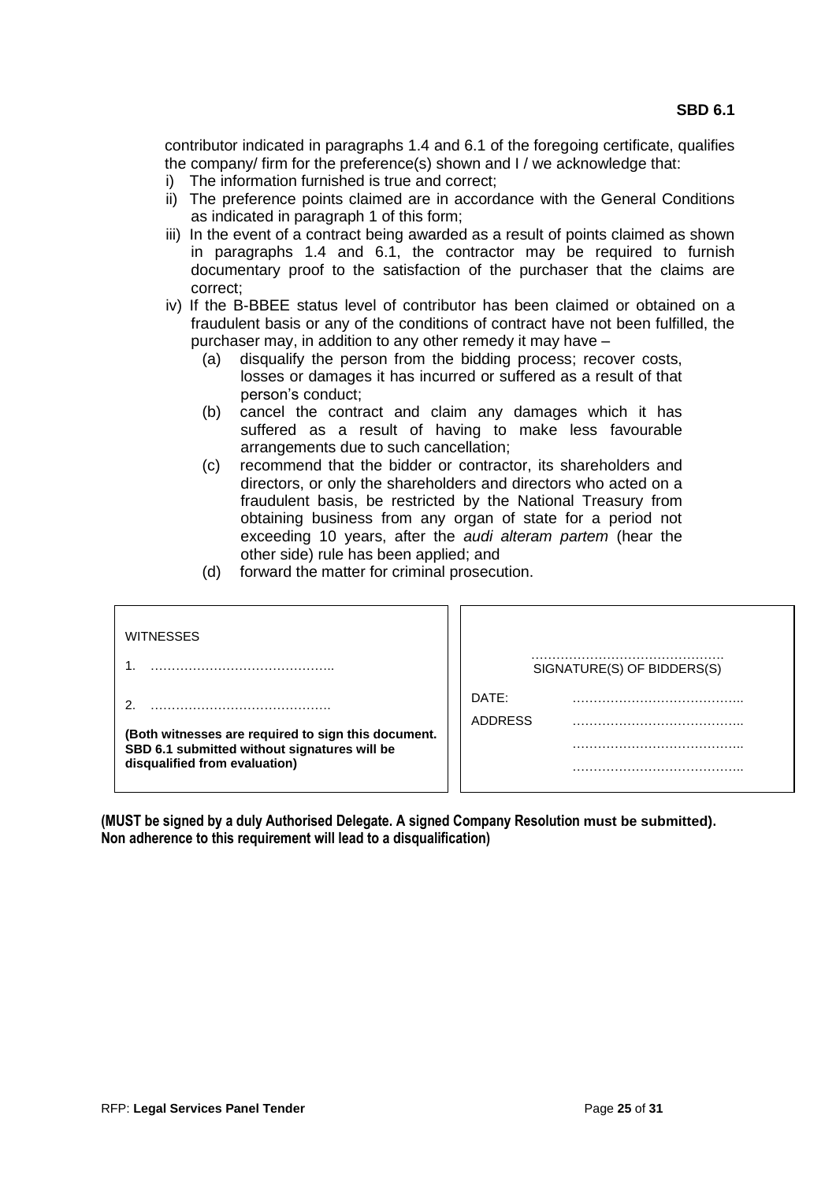**SBD 6.1**

contributor indicated in paragraphs 1.4 and 6.1 of the foregoing certificate, qualifies the company/ firm for the preference(s) shown and I / we acknowledge that:

i) The information furnished is true and correct;
ii) The preference points claimed are in accordance with the General Conditions as indicated in paragraph 1 of this form;
iii) In the event of a contract being awarded as a result of points claimed as shown in paragraphs 1.4 and 6.1, the contractor may be required to furnish documentary proof to the satisfaction of the purchaser that the claims are correct;
iv) If the B-BBEE status level of contributor has been claimed or obtained on a fraudulent basis or any of the conditions of contract have not been fulfilled, the purchaser may, in addition to any other remedy it may have –
   (a) disqualify the person from the bidding process; recover costs, losses or damages it has incurred or suffered as a result of that person's conduct;
   (b) cancel the contract and claim any damages which it has suffered as a result of having to make less favourable arrangements due to such cancellation;
   (c) recommend that the bidder or contractor, its shareholders and directors, or only the shareholders and directors who acted on a fraudulent basis, be restricted by the National Treasury from obtaining business from any organ of state for a period not exceeding 10 years, after the *audi alteram partem* (hear the other side) rule has been applied; and
   (d) forward the matter for criminal prosecution.

| WITNESSES | |
|---|---|
| 1. …………………………………….. | ………………………………………. SIGNATURE(S) OF BIDDERS(S) |
| 2. ……………………………………. | DATE: ………………………………….. |
| **(Both witnesses are required to sign this document. SBD 6.1 submitted without signatures will be disqualified from evaluation)** | ADDRESS ………………………………….. ………………………………….. ………………………………….. |

**(MUST be signed by a duly Authorised Delegate. A signed Company Resolution must be submitted). Non adherence to this requirement will lead to a disqualification)**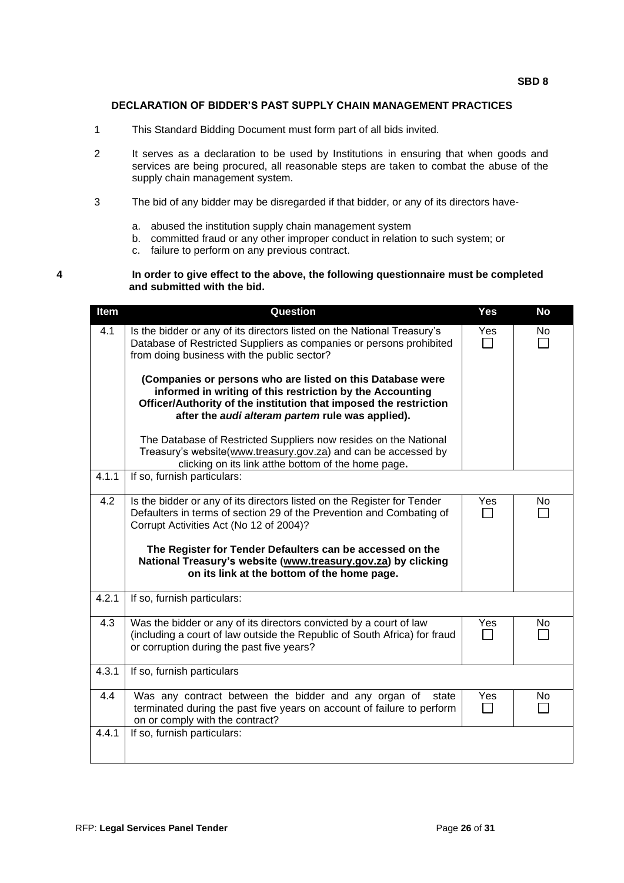**SBD 8**

## DECLARATION OF BIDDER'S PAST SUPPLY CHAIN MANAGEMENT PRACTICES

1. This Standard Bidding Document must form part of all bids invited.

2. It serves as a declaration to be used by Institutions in ensuring that when goods and services are being procured, all reasonable steps are taken to combat the abuse of the supply chain management system.

3. The bid of any bidder may be disregarded if that bidder, or any of its directors have-

   a. abused the institution supply chain management system
   b. committed fraud or any other improper conduct in relation to such system; or
   c. failure to perform on any previous contract.

**4 In order to give effect to the above, the following questionnaire must be completed and submitted with the bid.**

| Item | Question | Yes | No |
|---|---|---|---|
| 4.1 | Is the bidder or any of its directors listed on the National Treasury's Database of Restricted Suppliers as companies or persons prohibited from doing business with the public sector?<br><br>**(Companies or persons who are listed on this Database were informed in writing of this restriction by the Accounting Officer/Authority of the institution that imposed the restriction after the *audi alteram partem* rule was applied).**<br><br>The Database of Restricted Suppliers now resides on the National Treasury's website(www.treasury.gov.za) and can be accessed by clicking on its link atthe bottom of the home page**.** | Yes ☐ | No ☐ |
| 4.1.1 | If so, furnish particulars: | | |
| 4.2 | Is the bidder or any of its directors listed on the Register for Tender Defaulters in terms of section 29 of the Prevention and Combating of Corrupt Activities Act (No 12 of 2004)?<br><br>**The Register for Tender Defaulters can be accessed on the National Treasury's website (www.treasury.gov.za) by clicking on its link at the bottom of the home page.** | Yes ☐ | No ☐ |
| 4.2.1 | If so, furnish particulars: | | |
| 4.3 | Was the bidder or any of its directors convicted by a court of law (including a court of law outside the Republic of South Africa) for fraud or corruption during the past five years? | Yes ☐ | No ☐ |
| 4.3.1 | If so, furnish particulars | | |
| 4.4 | Was any contract between the bidder and any organ of state terminated during the past five years on account of failure to perform on or comply with the contract? | Yes ☐ | No ☐ |
| 4.4.1 | If so, furnish particulars: | | |

RFP: **Legal Services Panel Tender**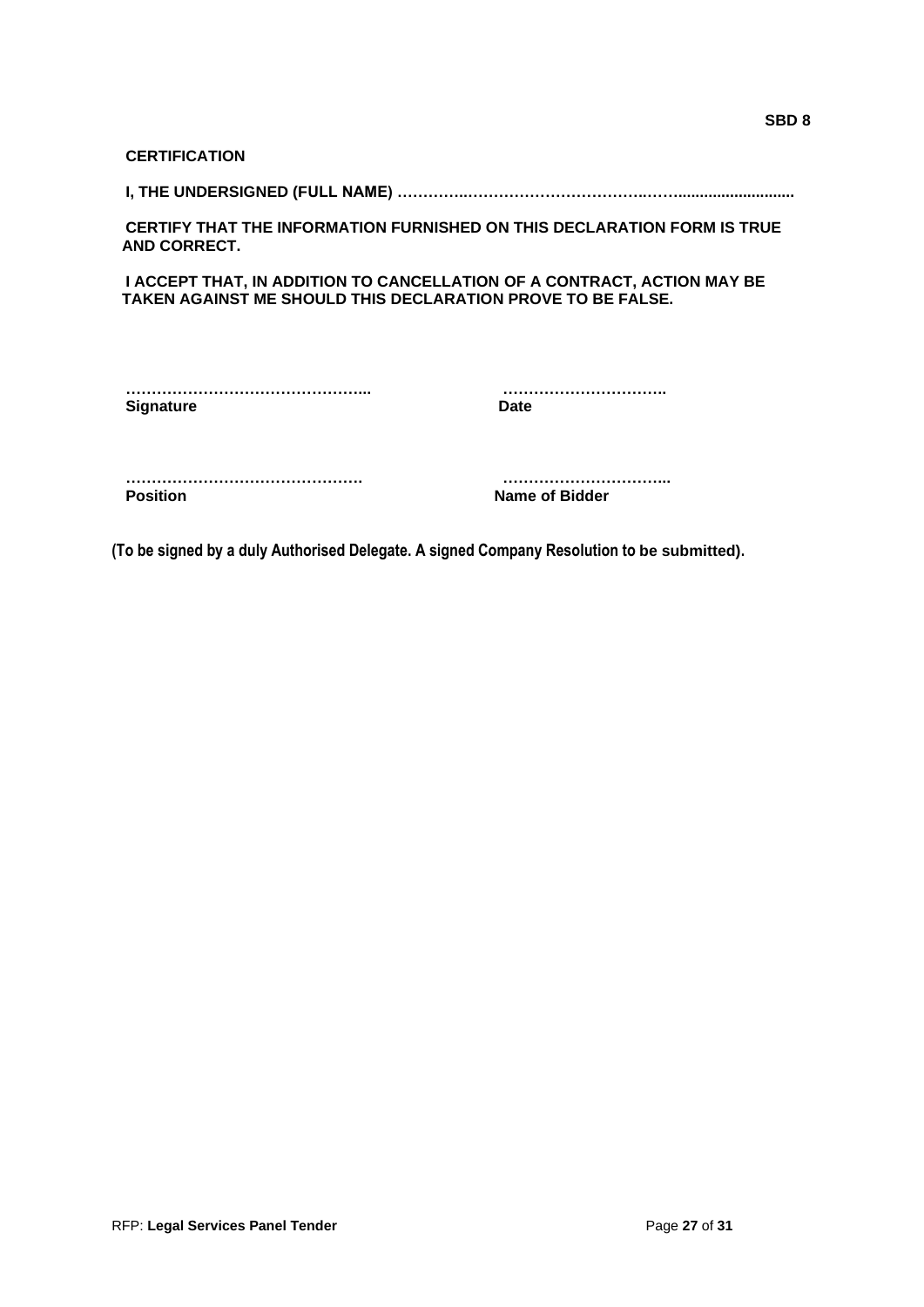**SBD 8**

**CERTIFICATION**

**I, THE UNDERSIGNED (FULL NAME) …………..…………………………..……..........................**

**CERTIFY THAT THE INFORMATION FURNISHED ON THIS DECLARATION FORM IS TRUE AND CORRECT.**

**I ACCEPT THAT, IN ADDITION TO CANCELLATION OF A CONTRACT, ACTION MAY BE TAKEN AGAINST ME SHOULD THIS DECLARATION PROVE TO BE FALSE.**

| | |
|---|---|
| **………………………………………...** | **…………………………..** |
| **Signature** | **Date** |
| **……………………………………….** | **…………………………...** |
| **Position** | **Name of Bidder** |

**(To be signed by a duly Authorised Delegate. A signed Company Resolution to be submitted).**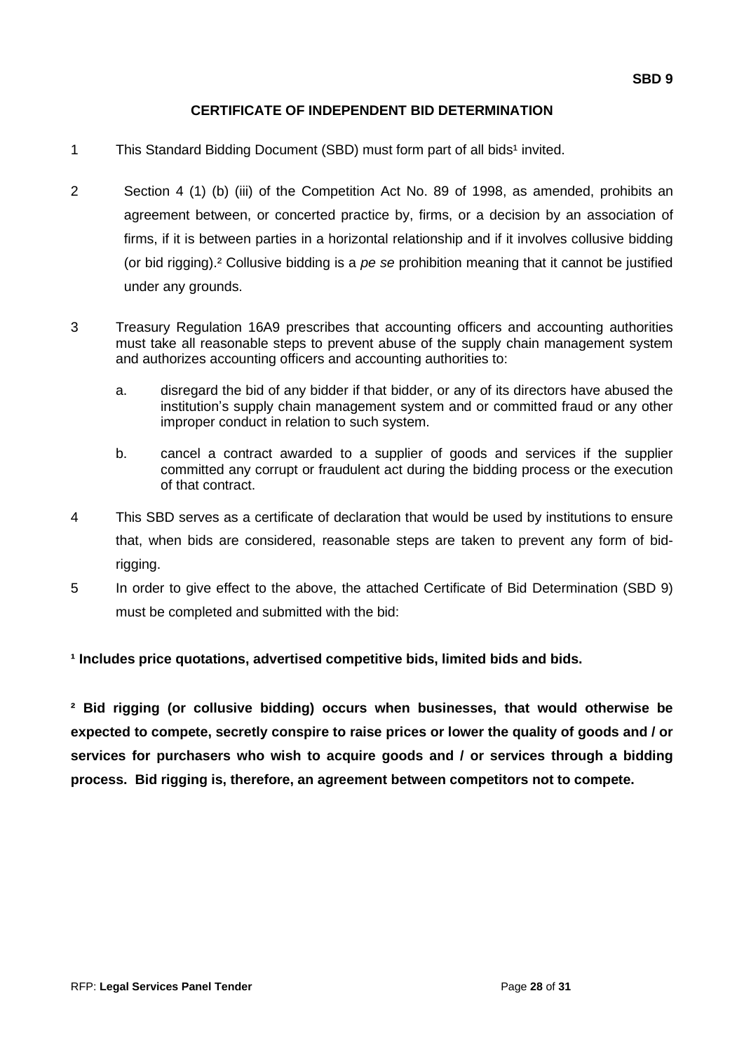**SBD 9**

# CERTIFICATE OF INDEPENDENT BID DETERMINATION

1 This Standard Bidding Document (SBD) must form part of all bids[1] invited.

2 Section 4 (1) (b) (iii) of the Competition Act No. 89 of 1998, as amended, prohibits an agreement between, or concerted practice by, firms, or a decision by an association of firms, if it is between parties in a horizontal relationship and if it involves collusive bidding (or bid rigging).[2] Collusive bidding is a *pe se* prohibition meaning that it cannot be justified under any grounds.

3 Treasury Regulation 16A9 prescribes that accounting officers and accounting authorities must take all reasonable steps to prevent abuse of the supply chain management system and authorizes accounting officers and accounting authorities to:

   a. disregard the bid of any bidder if that bidder, or any of its directors have abused the institution's supply chain management system and or committed fraud or any other improper conduct in relation to such system.

   b. cancel a contract awarded to a supplier of goods and services if the supplier committed any corrupt or fraudulent act during the bidding process or the execution of that contract.

4 This SBD serves as a certificate of declaration that would be used by institutions to ensure that, when bids are considered, reasonable steps are taken to prevent any form of bid-rigging.

5 In order to give effect to the above, the attached Certificate of Bid Determination (SBD 9) must be completed and submitted with the bid:

**[1] Includes price quotations, advertised competitive bids, limited bids and bids.**

**[2] Bid rigging (or collusive bidding) occurs when businesses, that would otherwise be expected to compete, secretly conspire to raise prices or lower the quality of goods and / or services for purchasers who wish to acquire goods and / or services through a bidding process. Bid rigging is, therefore, an agreement between competitors not to compete.**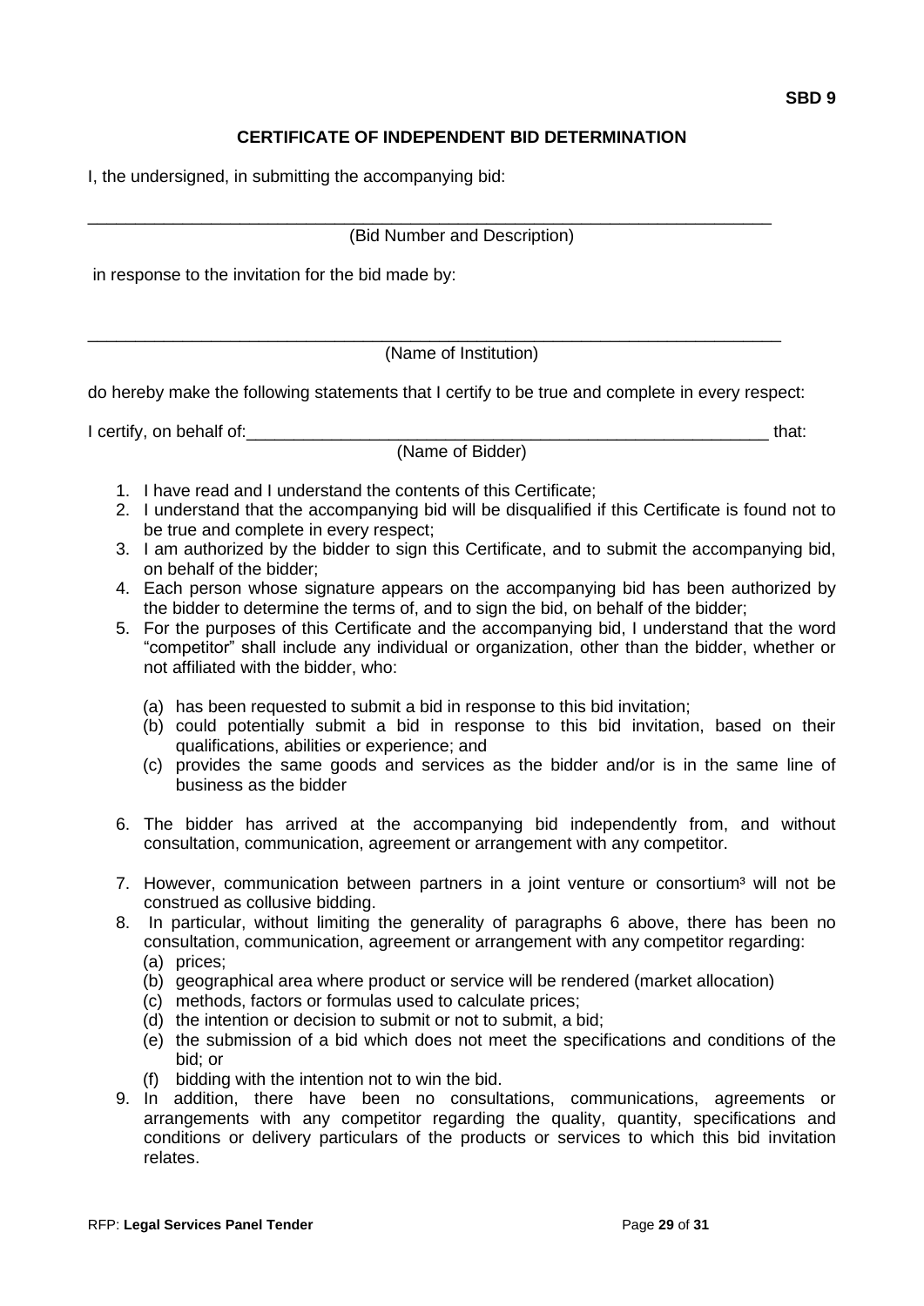**SBD 9**

## CERTIFICATE OF INDEPENDENT BID DETERMINATION

I, the undersigned, in submitting the accompanying bid:

\_\_\_\_\_\_\_\_\_\_\_\_\_\_\_\_\_\_\_\_\_\_\_\_\_\_\_\_\_\_\_\_\_\_\_\_\_\_\_\_\_\_\_\_\_\_\_\_\_\_\_\_\_\_\_\_\_\_\_\_\_\_\_\_\_\_\_\_\_\_
(Bid Number and Description)

in response to the invitation for the bid made by:

\_\_\_\_\_\_\_\_\_\_\_\_\_\_\_\_\_\_\_\_\_\_\_\_\_\_\_\_\_\_\_\_\_\_\_\_\_\_\_\_\_\_\_\_\_\_\_\_\_\_\_\_\_\_\_\_\_\_\_\_\_\_\_\_\_\_\_\_\_\_
(Name of Institution)

do hereby make the following statements that I certify to be true and complete in every respect:

I certify, on behalf of:\_\_\_\_\_\_\_\_\_\_\_\_\_\_\_\_\_\_\_\_\_\_\_\_\_\_\_\_\_\_\_\_\_\_\_\_\_\_\_\_\_\_\_\_\_\_\_\_\_\_\_\_\_\_ that:
(Name of Bidder)

1. I have read and I understand the contents of this Certificate;
2. I understand that the accompanying bid will be disqualified if this Certificate is found not to be true and complete in every respect;
3. I am authorized by the bidder to sign this Certificate, and to submit the accompanying bid, on behalf of the bidder;
4. Each person whose signature appears on the accompanying bid has been authorized by the bidder to determine the terms of, and to sign the bid, on behalf of the bidder;
5. For the purposes of this Certificate and the accompanying bid, I understand that the word "competitor" shall include any individual or organization, other than the bidder, whether or not affiliated with the bidder, who:
   (a) has been requested to submit a bid in response to this bid invitation;
   (b) could potentially submit a bid in response to this bid invitation, based on their qualifications, abilities or experience; and
   (c) provides the same goods and services as the bidder and/or is in the same line of business as the bidder
6. The bidder has arrived at the accompanying bid independently from, and without consultation, communication, agreement or arrangement with any competitor.
7. However, communication between partners in a joint venture or consortium[3] will not be construed as collusive bidding.
8. In particular, without limiting the generality of paragraphs 6 above, there has been no consultation, communication, agreement or arrangement with any competitor regarding:
   (a) prices;
   (b) geographical area where product or service will be rendered (market allocation)
   (c) methods, factors or formulas used to calculate prices;
   (d) the intention or decision to submit or not to submit, a bid;
   (e) the submission of a bid which does not meet the specifications and conditions of the bid; or
   (f) bidding with the intention not to win the bid.
9. In addition, there have been no consultations, communications, agreements or arrangements with any competitor regarding the quality, quantity, specifications and conditions or delivery particulars of the products or services to which this bid invitation relates.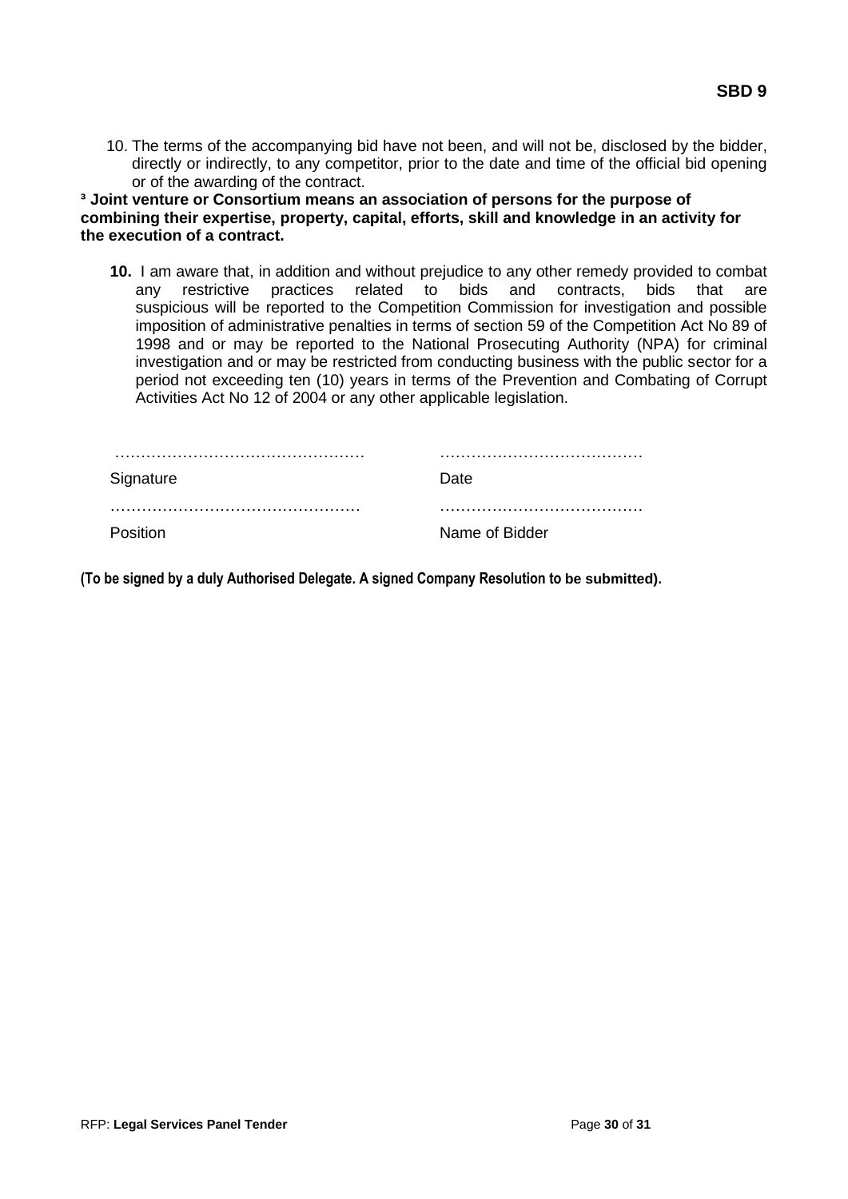**SBD 9**

10. The terms of the accompanying bid have not been, and will not be, disclosed by the bidder, directly or indirectly, to any competitor, prior to the date and time of the official bid opening or of the awarding of the contract.

**[3] Joint venture or Consortium means an association of persons for the purpose of combining their expertise, property, capital, efforts, skill and knowledge in an activity for the execution of a contract.**

**10.** I am aware that, in addition and without prejudice to any other remedy provided to combat any restrictive practices related to bids and contracts, bids that are suspicious will be reported to the Competition Commission for investigation and possible imposition of administrative penalties in terms of section 59 of the Competition Act No 89 of 1998 and or may be reported to the National Prosecuting Authority (NPA) for criminal investigation and or may be restricted from conducting business with the public sector for a period not exceeding ten (10) years in terms of the Prevention and Combating of Corrupt Activities Act No 12 of 2004 or any other applicable legislation.

| | |
|---|---|
| ………………………………………… | ………………………………… |
| Signature | Date |
| ………………………………………… | ………………………………… |
| Position | Name of Bidder |

**(To be signed by a duly Authorised Delegate. A signed Company Resolution to be submitted).**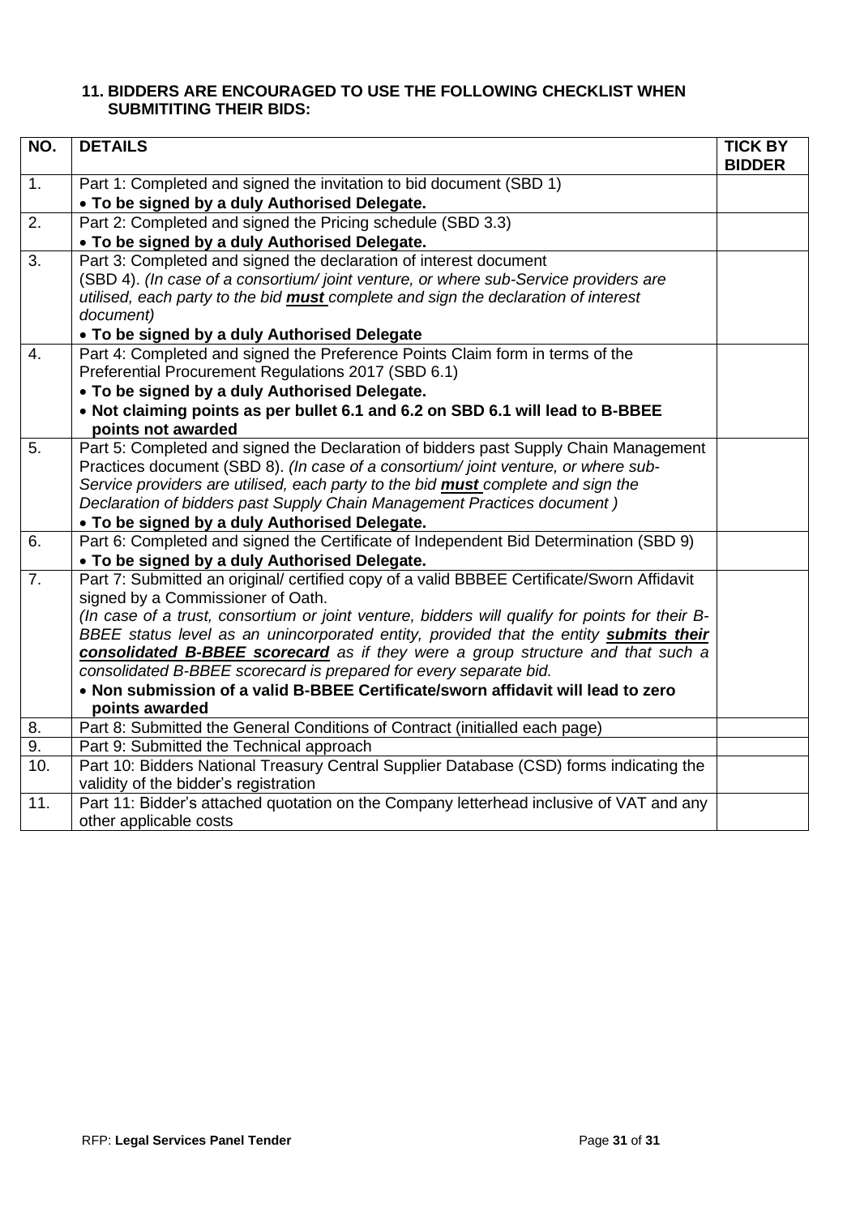### 11. BIDDERS ARE ENCOURAGED TO USE THE FOLLOWING CHECKLIST WHEN SUBMITITING THEIR BIDS:

| NO. | DETAILS | TICK BY BIDDER |
|---|---|---|
| 1. | Part 1: Completed and signed the invitation to bid document (SBD 1)<br>• **To be signed by a duly Authorised Delegate.** | |
| 2. | Part 2: Completed and signed the Pricing schedule (SBD 3.3)<br>• **To be signed by a duly Authorised Delegate.** | |
| 3. | Part 3: Completed and signed the declaration of interest document (SBD 4). *(In case of a consortium/ joint venture, or where sub-Service providers are utilised, each party to the bid **must** complete and sign the declaration of interest document)*<br>• **To be signed by a duly Authorised Delegate** | |
| 4. | Part 4: Completed and signed the Preference Points Claim form in terms of the Preferential Procurement Regulations 2017 (SBD 6.1)<br>• **To be signed by a duly Authorised Delegate.**<br>• **Not claiming points as per bullet 6.1 and 6.2 on SBD 6.1 will lead to B-BBEE points not awarded** | |
| 5. | Part 5: Completed and signed the Declaration of bidders past Supply Chain Management Practices document (SBD 8). *(In case of a consortium/ joint venture, or where sub-Service providers are utilised, each party to the bid **must** complete and sign the Declaration of bidders past Supply Chain Management Practices document )*<br>• **To be signed by a duly Authorised Delegate.** | |
| 6. | Part 6: Completed and signed the Certificate of Independent Bid Determination (SBD 9)<br>• **To be signed by a duly Authorised Delegate.** | |
| 7. | Part 7: Submitted an original/ certified copy of a valid BBBEE Certificate/Sworn Affidavit signed by a Commissioner of Oath.<br>*(In case of a trust, consortium or joint venture, bidders will qualify for points for their B-BBEE status level as an unincorporated entity, provided that the entity **submits their consolidated B-BBEE scorecard** as if they were a group structure and that such a consolidated B-BBEE scorecard is prepared for every separate bid.*<br>• **Non submission of a valid B-BBEE Certificate/sworn affidavit will lead to zero points awarded** | |
| 8. | Part 8: Submitted the General Conditions of Contract (initialled each page) | |
| 9. | Part 9: Submitted the Technical approach | |
| 10. | Part 10: Bidders National Treasury Central Supplier Database (CSD) forms indicating the validity of the bidder's registration | |
| 11. | Part 11: Bidder's attached quotation on the Company letterhead inclusive of VAT and any other applicable costs | |